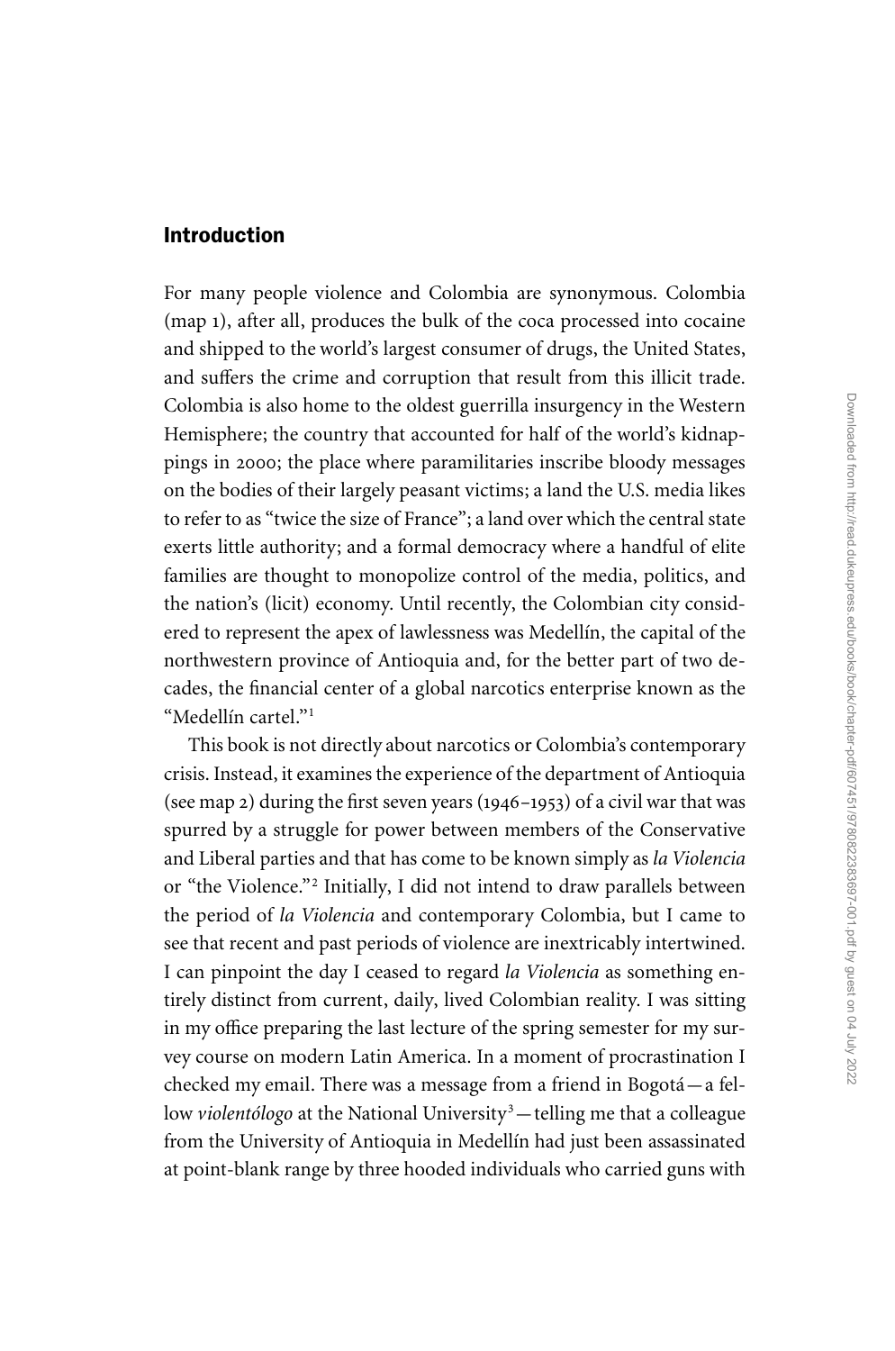## Introduction

For many people violence and Colombia are synonymous. Colombia (map 1), after all, produces the bulk of the coca processed into cocaine and shipped to the world's largest consumer of drugs, the United States, and suffers the crime and corruption that result from this illicit trade. Colombia is also home to the oldest guerrilla insurgency in the Western Hemisphere; the country that accounted for half of the world's kidnappings in 2000; the place where paramilitaries inscribe bloody messages on the bodies of their largely peasant victims; a land the U.S. media likes to refer to as "twice the size of France"; a land over which the central state exerts little authority; and a formal democracy where a handful of elite families are thought to monopolize control of the media, politics, and the nation's (licit) economy. Until recently, the Colombian city considered to represent the apex of lawlessness was Medellín, the capital of the northwestern province of Antioquia and, for the better part of two decades, the financial center of a global narcotics enterprise known as the "Medellín cartel."[1]

This book is not directly about narcotics or Colombia's contemporary crisis. Instead, it examines the experience of the department of Antioquia (see map 2) during the first seven years (1946–1953) of a civil war that was spurred by a struggle for power between members of the Conservative and Liberal parties and that has come to be known simply as *la Violencia* or "the Violence."[2] Initially, I did not intend to draw parallels between the period of *la Violencia* and contemporary Colombia, but I came to see that recent and past periods of violence are inextricably intertwined. I can pinpoint the day I ceased to regard *la Violencia* as something entirely distinct from current, daily, lived Colombian reality. I was sitting in my office preparing the last lecture of the spring semester for my survey course on modern Latin America. In a moment of procrastination I checked my email. There was a message from a friend in Bogotá—a fellow *violentólogo* at the National University[3]—telling me that a colleague from the University of Antioquia in Medellín had just been assassinated at point-blank range by three hooded individuals who carried guns with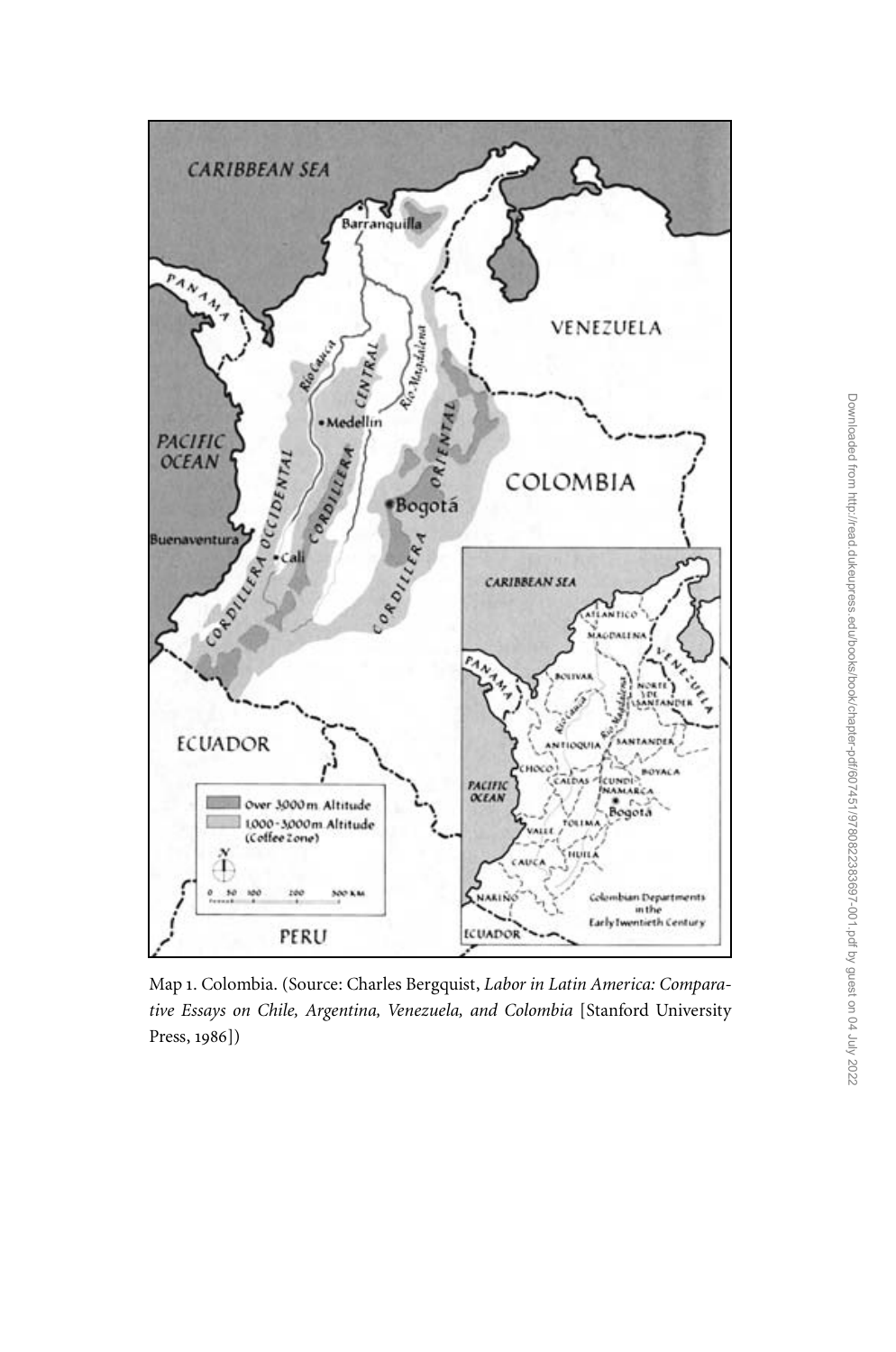Map 1. Colombia. (Source: Charles Bergquist, *Labor in Latin America: Comparative Essays on Chile, Argentina, Venezuela, and Colombia* [Stanford University Press, 1986])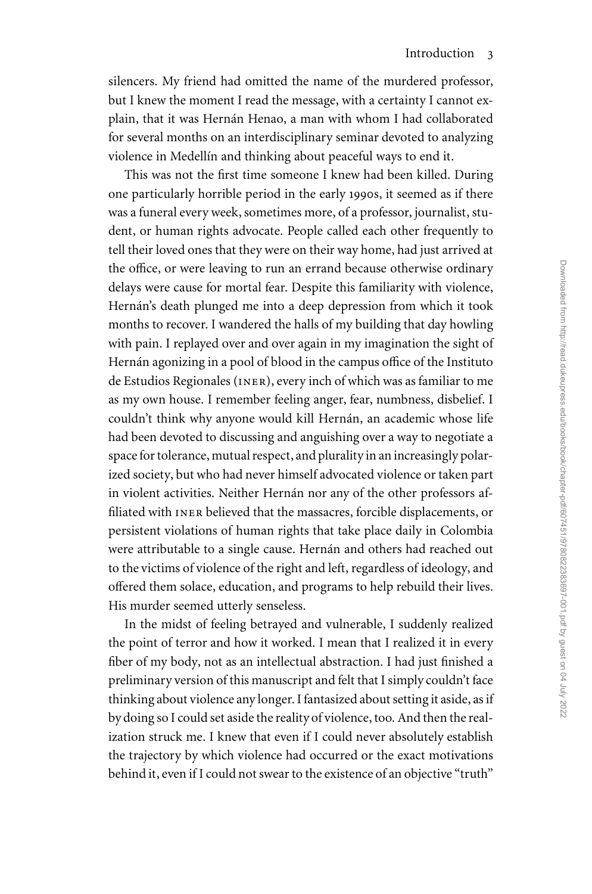silencers. My friend had omitted the name of the murdered professor, but I knew the moment I read the message, with a certainty I cannot explain, that it was Hernán Henao, a man with whom I had collaborated for several months on an interdisciplinary seminar devoted to analyzing violence in Medellín and thinking about peaceful ways to end it.

This was not the first time someone I knew had been killed. During one particularly horrible period in the early 1990s, it seemed as if there was a funeral every week, sometimes more, of a professor, journalist, student, or human rights advocate. People called each other frequently to tell their loved ones that they were on their way home, had just arrived at the office, or were leaving to run an errand because otherwise ordinary delays were cause for mortal fear. Despite this familiarity with violence, Hernán's death plunged me into a deep depression from which it took months to recover. I wandered the halls of my building that day howling with pain. I replayed over and over again in my imagination the sight of Hernán agonizing in a pool of blood in the campus office of the Instituto de Estudios Regionales (INER), every inch of which was as familiar to me as my own house. I remember feeling anger, fear, numbness, disbelief. I couldn't think why anyone would kill Hernán, an academic whose life had been devoted to discussing and anguishing over a way to negotiate a space for tolerance, mutual respect, and plurality in an increasingly polarized society, but who had never himself advocated violence or taken part in violent activities. Neither Hernán nor any of the other professors affiliated with INER believed that the massacres, forcible displacements, or persistent violations of human rights that take place daily in Colombia were attributable to a single cause. Hernán and others had reached out to the victims of violence of the right and left, regardless of ideology, and offered them solace, education, and programs to help rebuild their lives. His murder seemed utterly senseless.

In the midst of feeling betrayed and vulnerable, I suddenly realized the point of terror and how it worked. I mean that I realized it in every fiber of my body, not as an intellectual abstraction. I had just finished a preliminary version of this manuscript and felt that I simply couldn't face thinking about violence any longer. I fantasized about setting it aside, as if by doing so I could set aside the reality of violence, too. And then the realization struck me. I knew that even if I could never absolutely establish the trajectory by which violence had occurred or the exact motivations behind it, even if I could not swear to the existence of an objective "truth"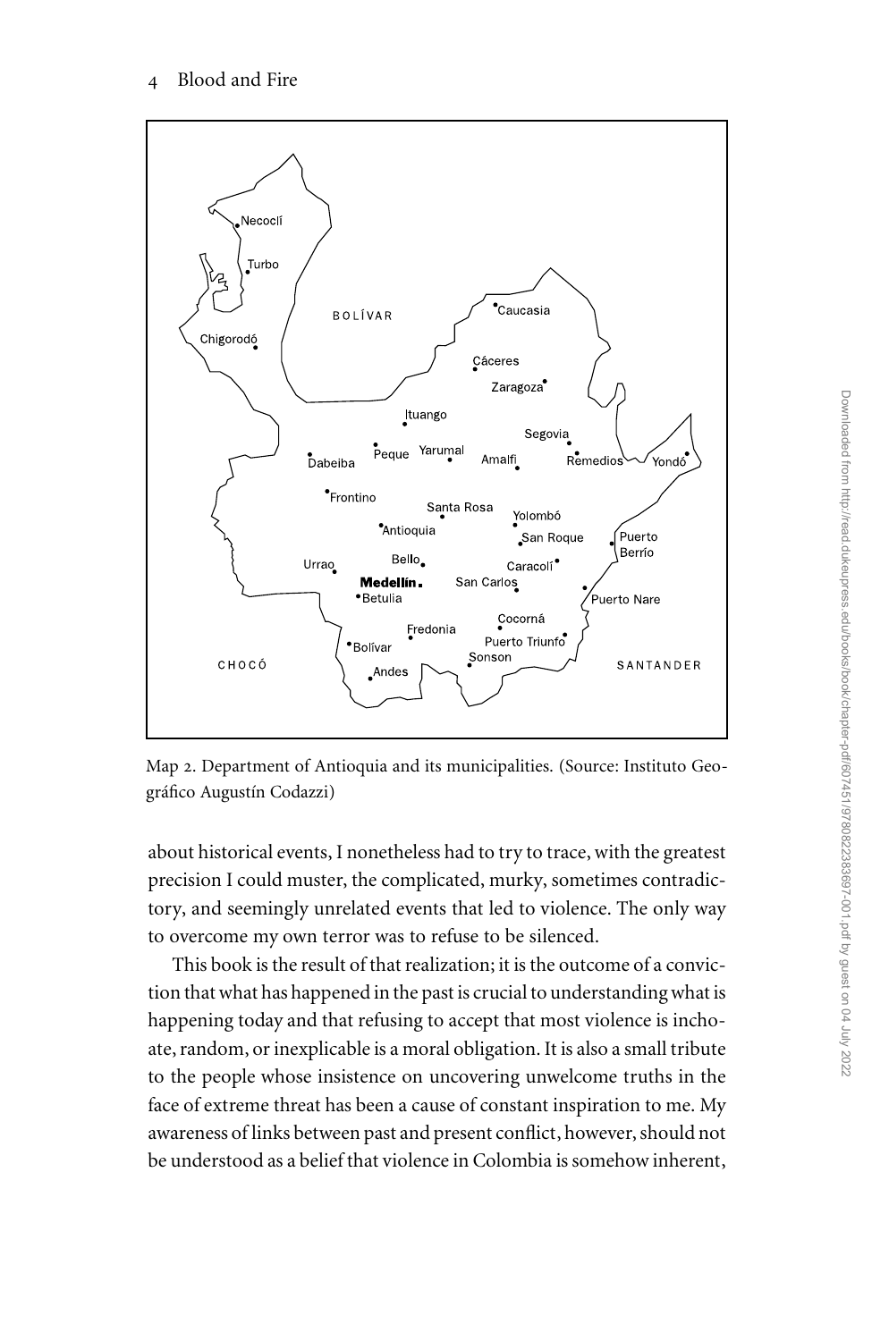Map 2. Department of Antioquia and its municipalities. (Source: Instituto Geográfico Augustín Codazzi)

about historical events, I nonetheless had to try to trace, with the greatest precision I could muster, the complicated, murky, sometimes contradictory, and seemingly unrelated events that led to violence. The only way to overcome my own terror was to refuse to be silenced.

This book is the result of that realization; it is the outcome of a conviction that what has happened in the past is crucial to understanding what is happening today and that refusing to accept that most violence is inchoate, random, or inexplicable is a moral obligation. It is also a small tribute to the people whose insistence on uncovering unwelcome truths in the face of extreme threat has been a cause of constant inspiration to me. My awareness of links between past and present conflict, however, should not be understood as a belief that violence in Colombia is somehow inherent,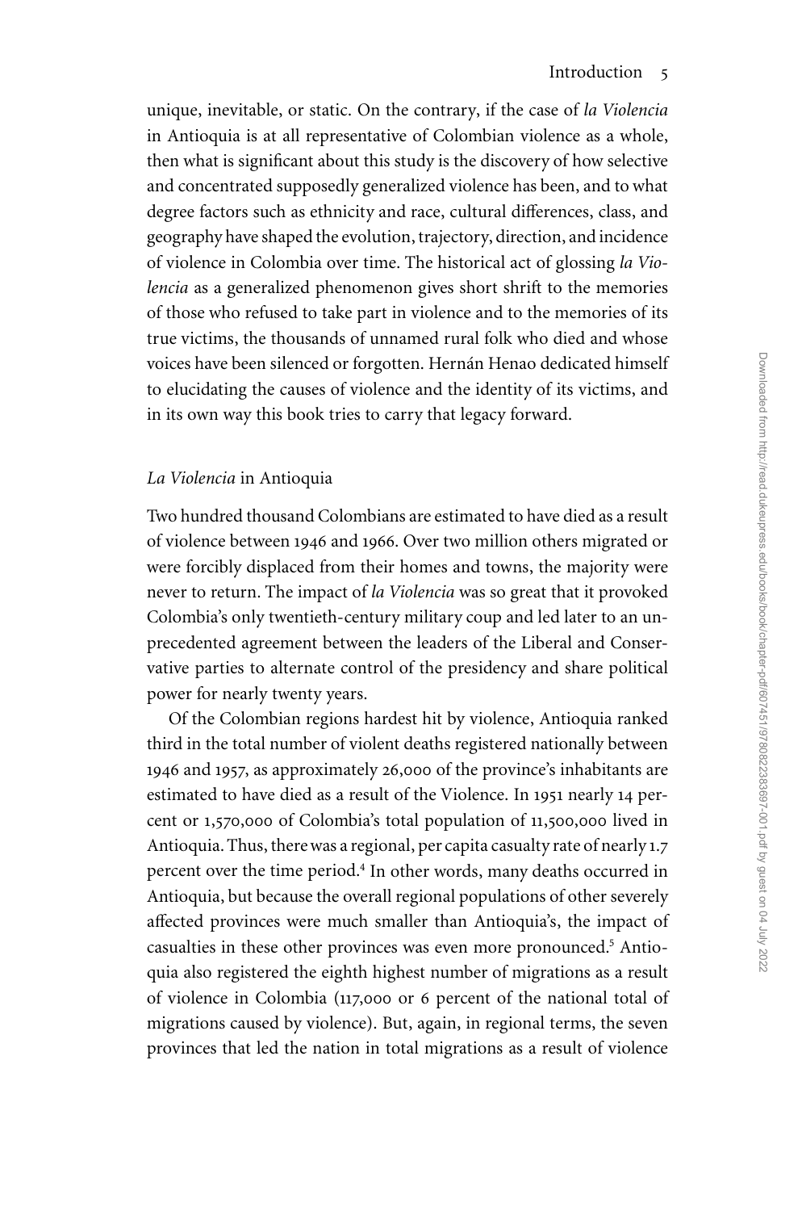unique, inevitable, or static. On the contrary, if the case of *la Violencia* in Antioquia is at all representative of Colombian violence as a whole, then what is significant about this study is the discovery of how selective and concentrated supposedly generalized violence has been, and to what degree factors such as ethnicity and race, cultural differences, class, and geography have shaped the evolution, trajectory, direction, and incidence of violence in Colombia over time. The historical act of glossing *la Violencia* as a generalized phenomenon gives short shrift to the memories of those who refused to take part in violence and to the memories of its true victims, the thousands of unnamed rural folk who died and whose voices have been silenced or forgotten. Hernán Henao dedicated himself to elucidating the causes of violence and the identity of its victims, and in its own way this book tries to carry that legacy forward.

## *La Violencia* in Antioquia

Two hundred thousand Colombians are estimated to have died as a result of violence between 1946 and 1966. Over two million others migrated or were forcibly displaced from their homes and towns, the majority were never to return. The impact of *la Violencia* was so great that it provoked Colombia's only twentieth-century military coup and led later to an unprecedented agreement between the leaders of the Liberal and Conservative parties to alternate control of the presidency and share political power for nearly twenty years.

Of the Colombian regions hardest hit by violence, Antioquia ranked third in the total number of violent deaths registered nationally between 1946 and 1957, as approximately 26,000 of the province's inhabitants are estimated to have died as a result of the Violence. In 1951 nearly 14 percent or 1,570,000 of Colombia's total population of 11,500,000 lived in Antioquia. Thus, there was a regional, per capita casualty rate of nearly 1.7 percent over the time period.[4] In other words, many deaths occurred in Antioquia, but because the overall regional populations of other severely affected provinces were much smaller than Antioquia's, the impact of casualties in these other provinces was even more pronounced.[5] Antioquia also registered the eighth highest number of migrations as a result of violence in Colombia (117,000 or 6 percent of the national total of migrations caused by violence). But, again, in regional terms, the seven provinces that led the nation in total migrations as a result of violence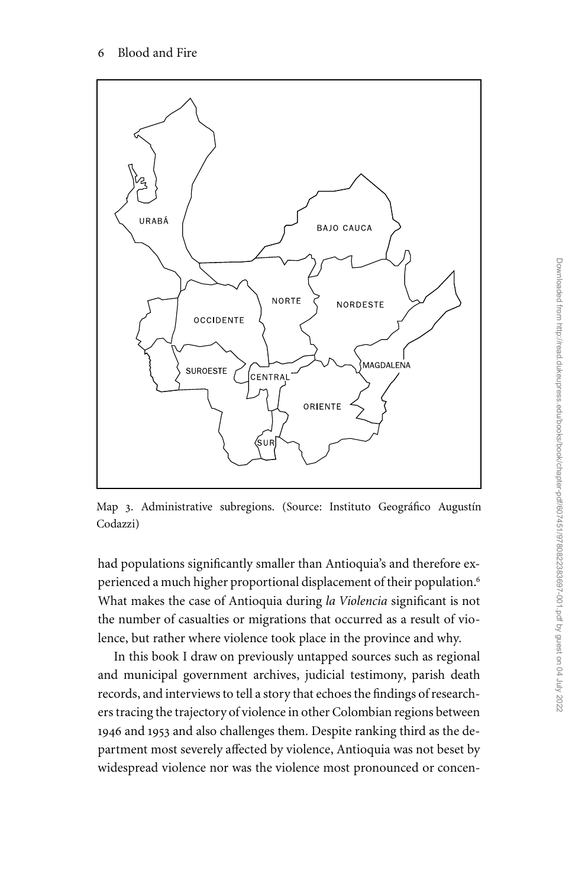Map 3. Administrative subregions. (Source: Instituto Geográfico Augustín Codazzi)

had populations significantly smaller than Antioquia's and therefore experienced a much higher proportional displacement of their population.[6] What makes the case of Antioquia during *la Violencia* significant is not the number of casualties or migrations that occurred as a result of violence, but rather where violence took place in the province and why.

In this book I draw on previously untapped sources such as regional and municipal government archives, judicial testimony, parish death records, and interviews to tell a story that echoes the findings of researchers tracing the trajectory of violence in other Colombian regions between 1946 and 1953 and also challenges them. Despite ranking third as the department most severely affected by violence, Antioquia was not beset by widespread violence nor was the violence most pronounced or concen-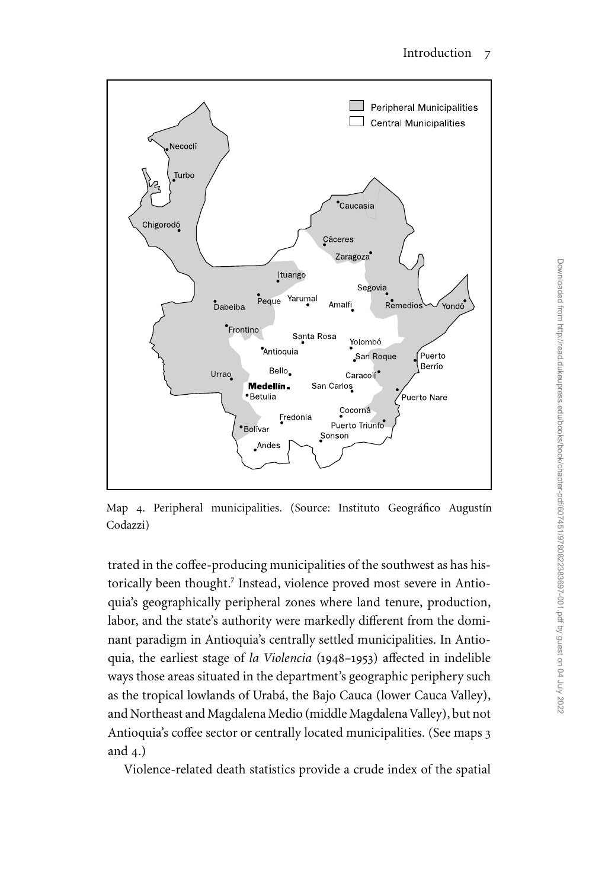Map 4. Peripheral municipalities. (Source: Instituto Geográfico Augustín Codazzi)

trated in the coffee-producing municipalities of the southwest as has historically been thought.[7] Instead, violence proved most severe in Antioquia's geographically peripheral zones where land tenure, production, labor, and the state's authority were markedly different from the dominant paradigm in Antioquia's centrally settled municipalities. In Antioquia, the earliest stage of *la Violencia* (1948–1953) affected in indelible ways those areas situated in the department's geographic periphery such as the tropical lowlands of Urabá, the Bajo Cauca (lower Cauca Valley), and Northeast and Magdalena Medio (middle Magdalena Valley), but not Antioquia's coffee sector or centrally located municipalities. (See maps 3 and 4.)

Violence-related death statistics provide a crude index of the spatial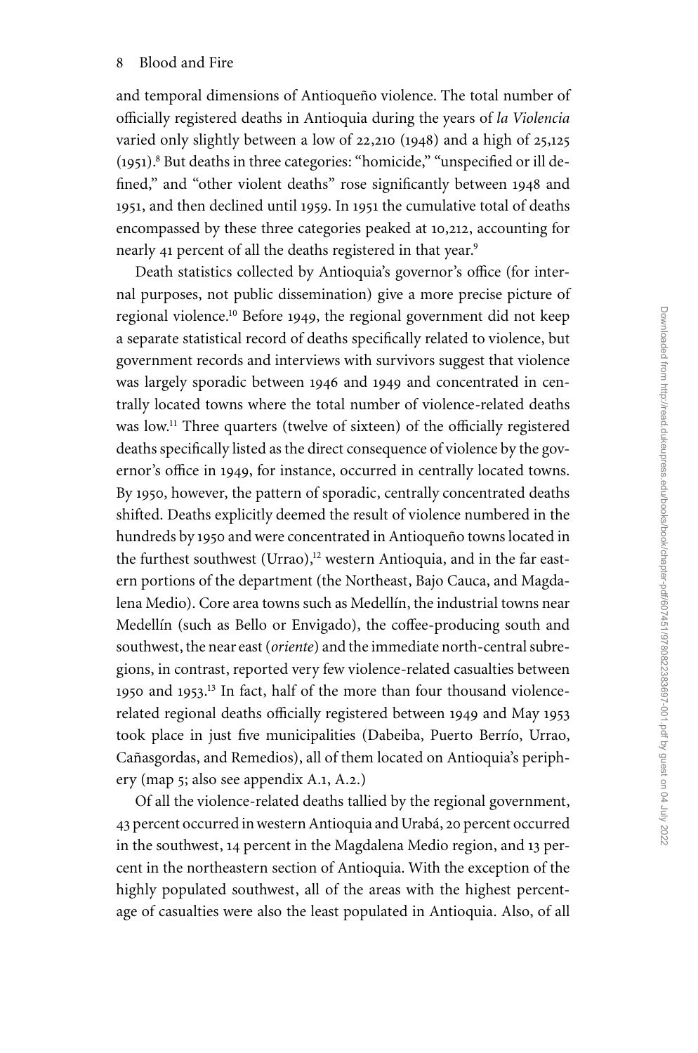and temporal dimensions of Antioqueño violence. The total number of officially registered deaths in Antioquia during the years of *la Violencia* varied only slightly between a low of 22,210 (1948) and a high of 25,125 (1951).[8] But deaths in three categories: "homicide," "unspecified or ill defined," and "other violent deaths" rose significantly between 1948 and 1951, and then declined until 1959. In 1951 the cumulative total of deaths encompassed by these three categories peaked at 10,212, accounting for nearly 41 percent of all the deaths registered in that year.[9]

Death statistics collected by Antioquia's governor's office (for internal purposes, not public dissemination) give a more precise picture of regional violence.[10] Before 1949, the regional government did not keep a separate statistical record of deaths specifically related to violence, but government records and interviews with survivors suggest that violence was largely sporadic between 1946 and 1949 and concentrated in centrally located towns where the total number of violence-related deaths was low.[11] Three quarters (twelve of sixteen) of the officially registered deaths specifically listed as the direct consequence of violence by the governor's office in 1949, for instance, occurred in centrally located towns. By 1950, however, the pattern of sporadic, centrally concentrated deaths shifted. Deaths explicitly deemed the result of violence numbered in the hundreds by 1950 and were concentrated in Antioqueño towns located in the furthest southwest (Urrao),[12] western Antioquia, and in the far eastern portions of the department (the Northeast, Bajo Cauca, and Magdalena Medio). Core area towns such as Medellín, the industrial towns near Medellín (such as Bello or Envigado), the coffee-producing south and southwest, the near east (*oriente*) and the immediate north-central subregions, in contrast, reported very few violence-related casualties between 1950 and 1953.[13] In fact, half of the more than four thousand violence-related regional deaths officially registered between 1949 and May 1953 took place in just five municipalities (Dabeiba, Puerto Berrío, Urrao, Cañasgordas, and Remedios), all of them located on Antioquia's periphery (map 5; also see appendix A.1, A.2.)

Of all the violence-related deaths tallied by the regional government, 43 percent occurred in western Antioquia and Urabá, 20 percent occurred in the southwest, 14 percent in the Magdalena Medio region, and 13 percent in the northeastern section of Antioquia. With the exception of the highly populated southwest, all of the areas with the highest percentage of casualties were also the least populated in Antioquia. Also, of all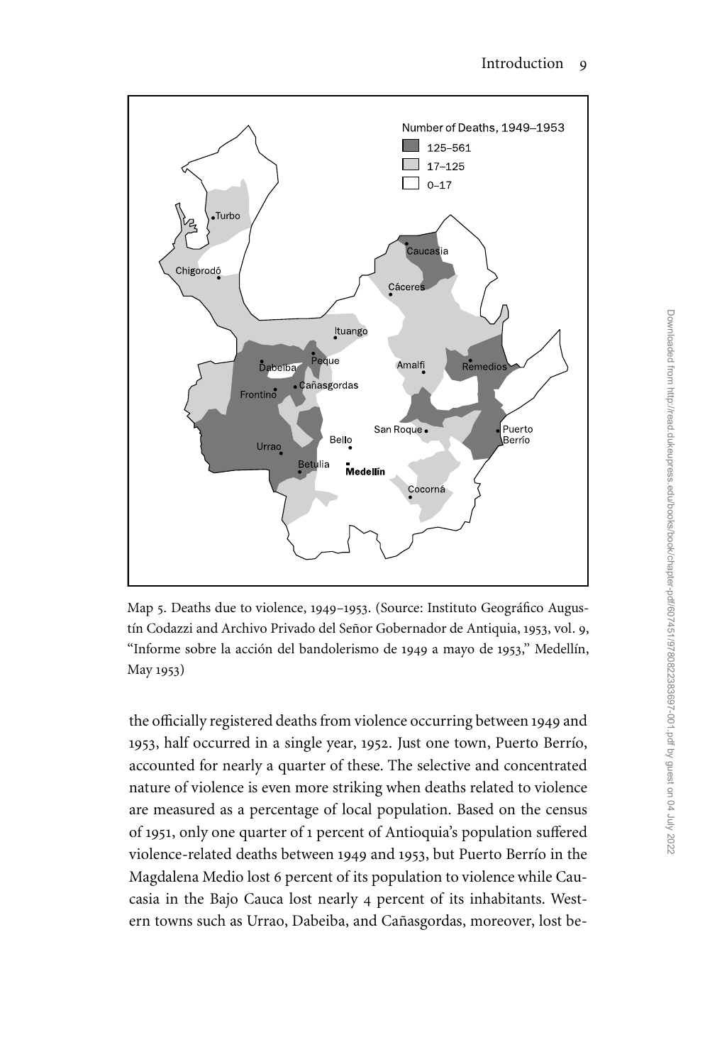Map 5. Deaths due to violence, 1949–1953. (Source: Instituto Geográfico Agustín Codazzi and Archivo Privado del Señor Gobernador de Antiquia, 1953, vol. 9, "Informe sobre la acción del bandolerismo de 1949 a mayo de 1953," Medellín, May 1953)

the officially registered deaths from violence occurring between 1949 and 1953, half occurred in a single year, 1952. Just one town, Puerto Berrío, accounted for nearly a quarter of these. The selective and concentrated nature of violence is even more striking when deaths related to violence are measured as a percentage of local population. Based on the census of 1951, only one quarter of 1 percent of Antioquia's population suffered violence-related deaths between 1949 and 1953, but Puerto Berrío in the Magdalena Medio lost 6 percent of its population to violence while Caucasia in the Bajo Cauca lost nearly 4 percent of its inhabitants. Western towns such as Urrao, Dabeiba, and Cañasgordas, moreover, lost be-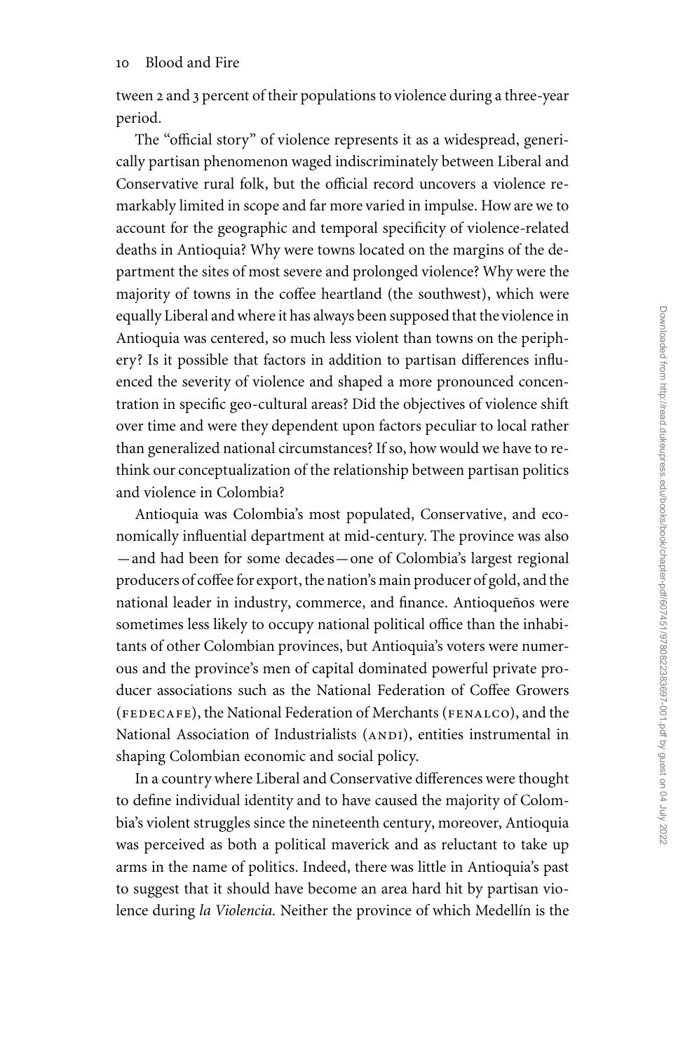tween 2 and 3 percent of their populations to violence during a three-year period.

The "official story" of violence represents it as a widespread, generically partisan phenomenon waged indiscriminately between Liberal and Conservative rural folk, but the official record uncovers a violence remarkably limited in scope and far more varied in impulse. How are we to account for the geographic and temporal specificity of violence-related deaths in Antioquia? Why were towns located on the margins of the department the sites of most severe and prolonged violence? Why were the majority of towns in the coffee heartland (the southwest), which were equally Liberal and where it has always been supposed that the violence in Antioquia was centered, so much less violent than towns on the periphery? Is it possible that factors in addition to partisan differences influenced the severity of violence and shaped a more pronounced concentration in specific geo-cultural areas? Did the objectives of violence shift over time and were they dependent upon factors peculiar to local rather than generalized national circumstances? If so, how would we have to rethink our conceptualization of the relationship between partisan politics and violence in Colombia?

Antioquia was Colombia's most populated, Conservative, and economically influential department at mid-century. The province was also —and had been for some decades—one of Colombia's largest regional producers of coffee for export, the nation's main producer of gold, and the national leader in industry, commerce, and finance. Antioqueños were sometimes less likely to occupy national political office than the inhabitants of other Colombian provinces, but Antioquia's voters were numerous and the province's men of capital dominated powerful private producer associations such as the National Federation of Coffee Growers (FEDECAFE), the National Federation of Merchants (FENALCO), and the National Association of Industrialists (ANDI), entities instrumental in shaping Colombian economic and social policy.

In a country where Liberal and Conservative differences were thought to define individual identity and to have caused the majority of Colombia's violent struggles since the nineteenth century, moreover, Antioquia was perceived as both a political maverick and as reluctant to take up arms in the name of politics. Indeed, there was little in Antioquia's past to suggest that it should have become an area hard hit by partisan violence during *la Violencia*. Neither the province of which Medellín is the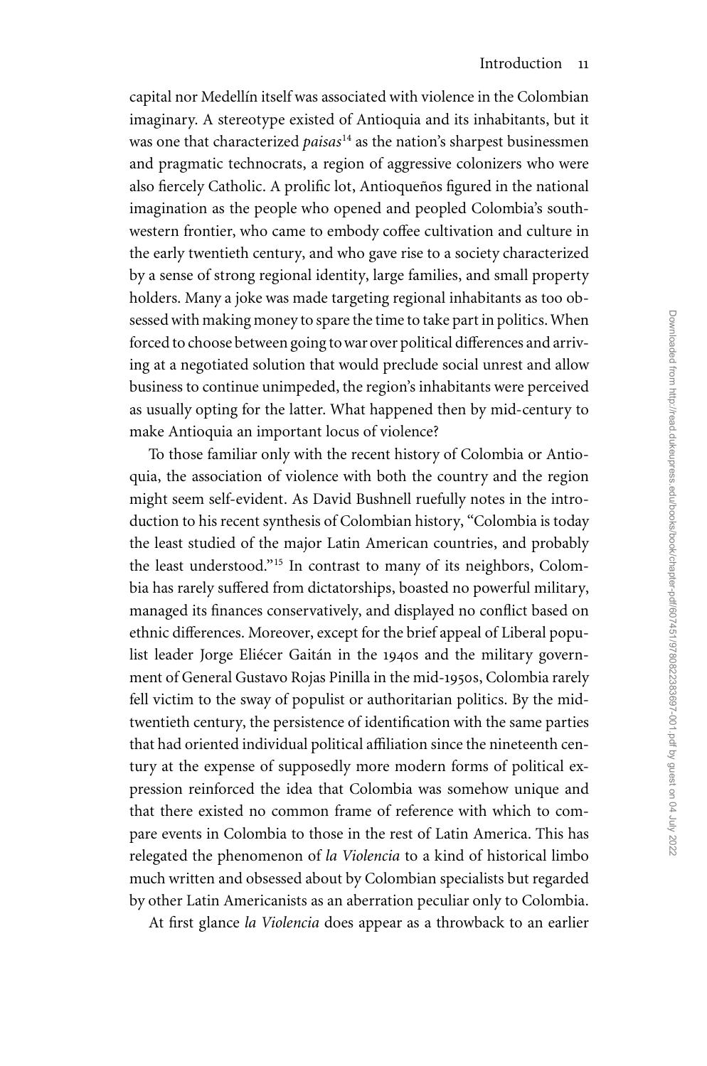capital nor Medellín itself was associated with violence in the Colombian imaginary. A stereotype existed of Antioquia and its inhabitants, but it was one that characterized *paisas*[14] as the nation's sharpest businessmen and pragmatic technocrats, a region of aggressive colonizers who were also fiercely Catholic. A prolific lot, Antioqueños figured in the national imagination as the people who opened and peopled Colombia's southwestern frontier, who came to embody coffee cultivation and culture in the early twentieth century, and who gave rise to a society characterized by a sense of strong regional identity, large families, and small property holders. Many a joke was made targeting regional inhabitants as too obsessed with making money to spare the time to take part in politics. When forced to choose between going to war over political differences and arriving at a negotiated solution that would preclude social unrest and allow business to continue unimpeded, the region's inhabitants were perceived as usually opting for the latter. What happened then by mid-century to make Antioquia an important locus of violence?

To those familiar only with the recent history of Colombia or Antioquia, the association of violence with both the country and the region might seem self-evident. As David Bushnell ruefully notes in the introduction to his recent synthesis of Colombian history, "Colombia is today the least studied of the major Latin American countries, and probably the least understood."[15] In contrast to many of its neighbors, Colombia has rarely suffered from dictatorships, boasted no powerful military, managed its finances conservatively, and displayed no conflict based on ethnic differences. Moreover, except for the brief appeal of Liberal populist leader Jorge Eliécer Gaitán in the 1940s and the military government of General Gustavo Rojas Pinilla in the mid-1950s, Colombia rarely fell victim to the sway of populist or authoritarian politics. By the mid-twentieth century, the persistence of identification with the same parties that had oriented individual political affiliation since the nineteenth century at the expense of supposedly more modern forms of political expression reinforced the idea that Colombia was somehow unique and that there existed no common frame of reference with which to compare events in Colombia to those in the rest of Latin America. This has relegated the phenomenon of *la Violencia* to a kind of historical limbo much written and obsessed about by Colombian specialists but regarded by other Latin Americanists as an aberration peculiar only to Colombia.

At first glance *la Violencia* does appear as a throwback to an earlier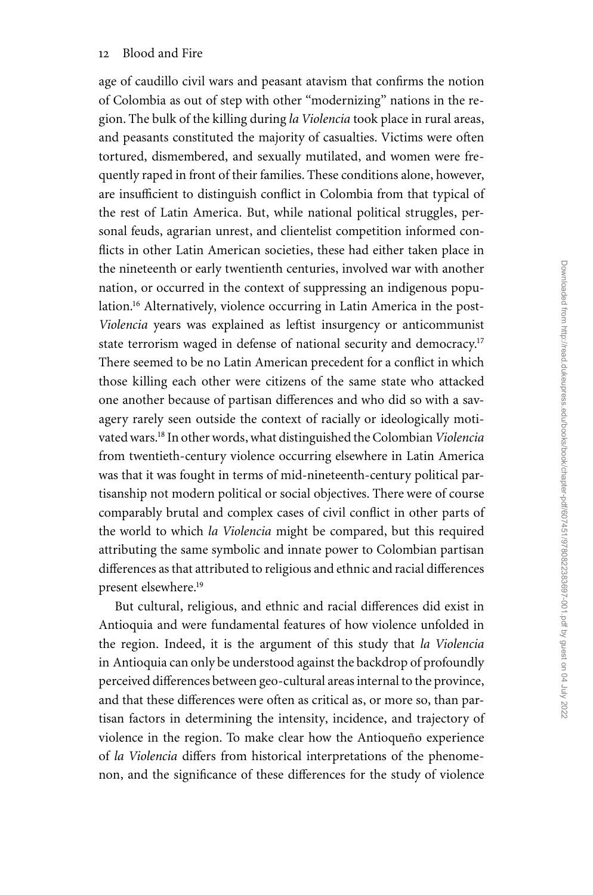age of caudillo civil wars and peasant atavism that confirms the notion of Colombia as out of step with other "modernizing" nations in the region. The bulk of the killing during *la Violencia* took place in rural areas, and peasants constituted the majority of casualties. Victims were often tortured, dismembered, and sexually mutilated, and women were frequently raped in front of their families. These conditions alone, however, are insufficient to distinguish conflict in Colombia from that typical of the rest of Latin America. But, while national political struggles, personal feuds, agrarian unrest, and clientelist competition informed conflicts in other Latin American societies, these had either taken place in the nineteenth or early twentieth centuries, involved war with another nation, or occurred in the context of suppressing an indigenous population.[16] Alternatively, violence occurring in Latin America in the post-*Violencia* years was explained as leftist insurgency or anticommunist state terrorism waged in defense of national security and democracy.[17] There seemed to be no Latin American precedent for a conflict in which those killing each other were citizens of the same state who attacked one another because of partisan differences and who did so with a savagery rarely seen outside the context of racially or ideologically motivated wars.[18] In other words, what distinguished the Colombian *Violencia* from twentieth-century violence occurring elsewhere in Latin America was that it was fought in terms of mid-nineteenth-century political partisanship not modern political or social objectives. There were of course comparably brutal and complex cases of civil conflict in other parts of the world to which *la Violencia* might be compared, but this required attributing the same symbolic and innate power to Colombian partisan differences as that attributed to religious and ethnic and racial differences present elsewhere.[19]

But cultural, religious, and ethnic and racial differences did exist in Antioquia and were fundamental features of how violence unfolded in the region. Indeed, it is the argument of this study that *la Violencia* in Antioquia can only be understood against the backdrop of profoundly perceived differences between geo-cultural areas internal to the province, and that these differences were often as critical as, or more so, than partisan factors in determining the intensity, incidence, and trajectory of violence in the region. To make clear how the Antioqueño experience of *la Violencia* differs from historical interpretations of the phenomenon, and the significance of these differences for the study of violence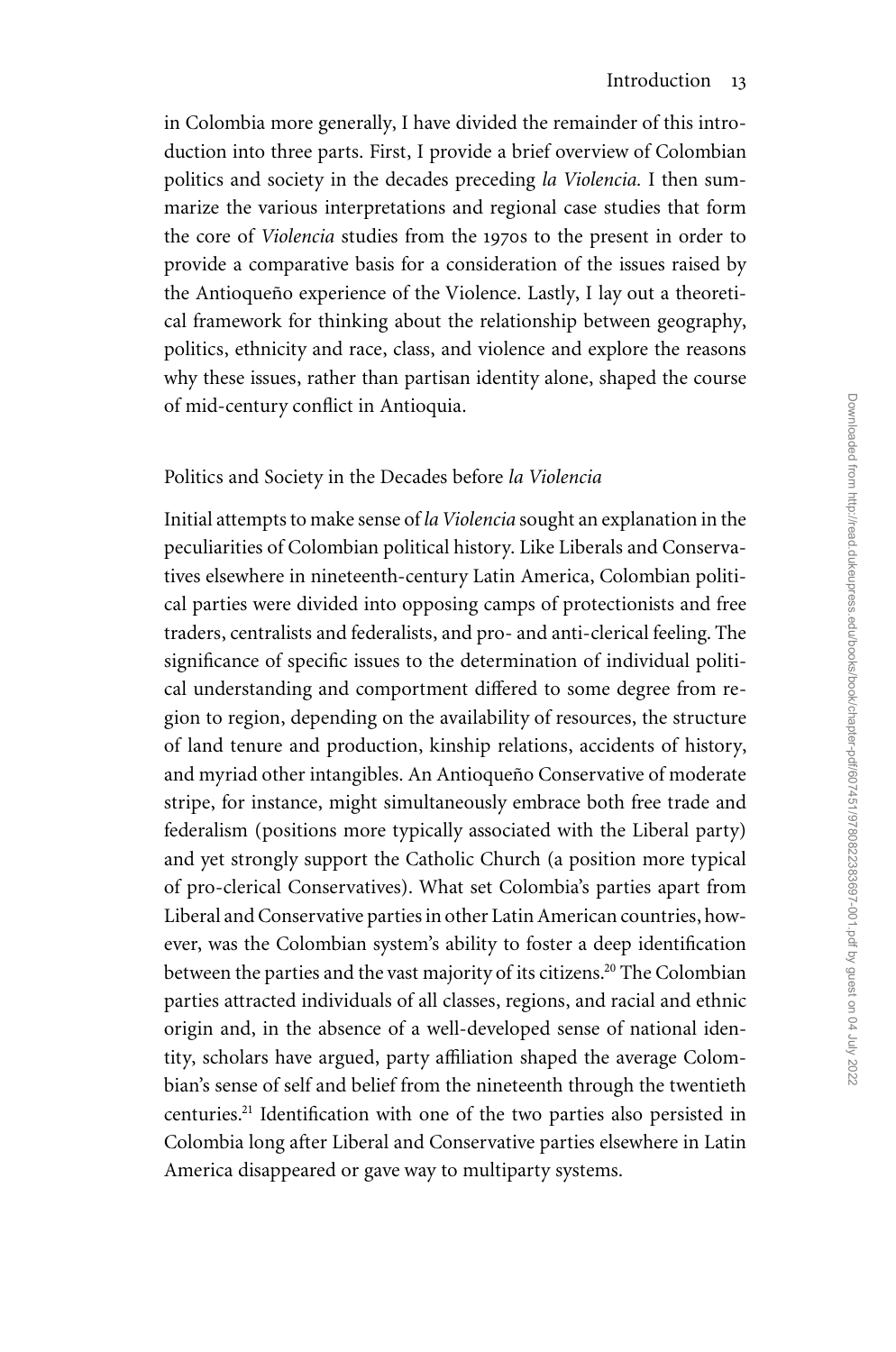in Colombia more generally, I have divided the remainder of this introduction into three parts. First, I provide a brief overview of Colombian politics and society in the decades preceding *la Violencia.* I then summarize the various interpretations and regional case studies that form the core of *Violencia* studies from the 1970s to the present in order to provide a comparative basis for a consideration of the issues raised by the Antioqueño experience of the Violence. Lastly, I lay out a theoretical framework for thinking about the relationship between geography, politics, ethnicity and race, class, and violence and explore the reasons why these issues, rather than partisan identity alone, shaped the course of mid-century conflict in Antioquia.

## Politics and Society in the Decades before *la Violencia*

Initial attempts to make sense of *la Violencia* sought an explanation in the peculiarities of Colombian political history. Like Liberals and Conservatives elsewhere in nineteenth-century Latin America, Colombian political parties were divided into opposing camps of protectionists and free traders, centralists and federalists, and pro- and anti-clerical feeling. The significance of specific issues to the determination of individual political understanding and comportment differed to some degree from region to region, depending on the availability of resources, the structure of land tenure and production, kinship relations, accidents of history, and myriad other intangibles. An Antioqueño Conservative of moderate stripe, for instance, might simultaneously embrace both free trade and federalism (positions more typically associated with the Liberal party) and yet strongly support the Catholic Church (a position more typical of pro-clerical Conservatives). What set Colombia's parties apart from Liberal and Conservative parties in other Latin American countries, however, was the Colombian system's ability to foster a deep identification between the parties and the vast majority of its citizens.[20] The Colombian parties attracted individuals of all classes, regions, and racial and ethnic origin and, in the absence of a well-developed sense of national identity, scholars have argued, party affiliation shaped the average Colombian's sense of self and belief from the nineteenth through the twentieth centuries.[21] Identification with one of the two parties also persisted in Colombia long after Liberal and Conservative parties elsewhere in Latin America disappeared or gave way to multiparty systems.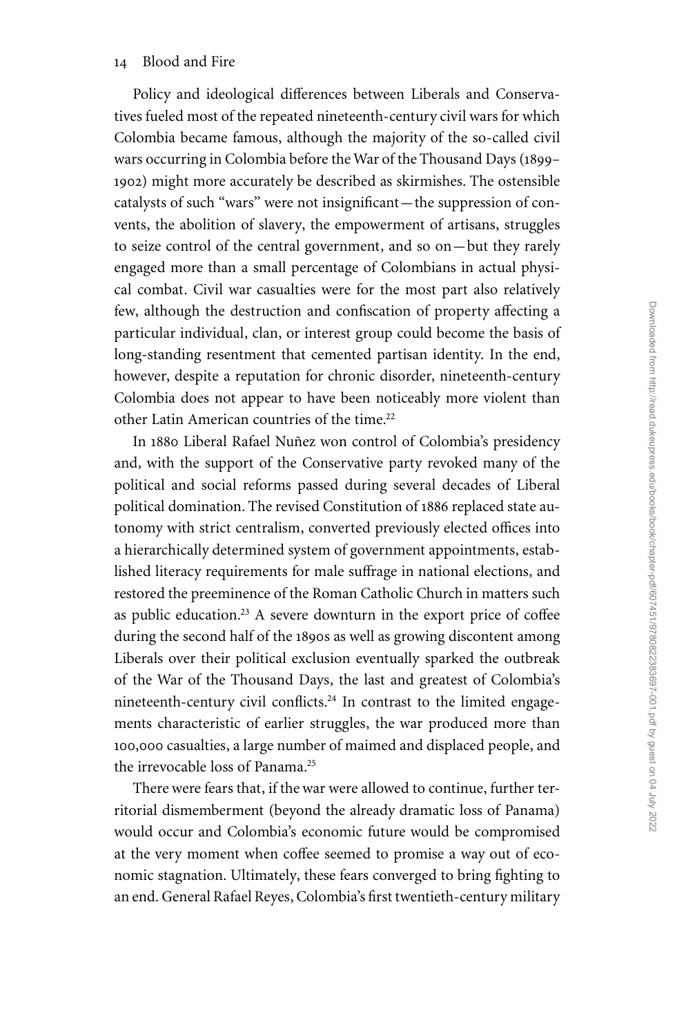Policy and ideological differences between Liberals and Conservatives fueled most of the repeated nineteenth-century civil wars for which Colombia became famous, although the majority of the so-called civil wars occurring in Colombia before the War of the Thousand Days (1899–1902) might more accurately be described as skirmishes. The ostensible catalysts of such "wars" were not insignificant—the suppression of convents, the abolition of slavery, the empowerment of artisans, struggles to seize control of the central government, and so on—but they rarely engaged more than a small percentage of Colombians in actual physical combat. Civil war casualties were for the most part also relatively few, although the destruction and confiscation of property affecting a particular individual, clan, or interest group could become the basis of long-standing resentment that cemented partisan identity. In the end, however, despite a reputation for chronic disorder, nineteenth-century Colombia does not appear to have been noticeably more violent than other Latin American countries of the time.[22]

In 1880 Liberal Rafael Nuñez won control of Colombia's presidency and, with the support of the Conservative party revoked many of the political and social reforms passed during several decades of Liberal political domination. The revised Constitution of 1886 replaced state autonomy with strict centralism, converted previously elected offices into a hierarchically determined system of government appointments, established literacy requirements for male suffrage in national elections, and restored the preeminence of the Roman Catholic Church in matters such as public education.[23] A severe downturn in the export price of coffee during the second half of the 1890s as well as growing discontent among Liberals over their political exclusion eventually sparked the outbreak of the War of the Thousand Days, the last and greatest of Colombia's nineteenth-century civil conflicts.[24] In contrast to the limited engagements characteristic of earlier struggles, the war produced more than 100,000 casualties, a large number of maimed and displaced people, and the irrevocable loss of Panama.[25]

There were fears that, if the war were allowed to continue, further territorial dismemberment (beyond the already dramatic loss of Panama) would occur and Colombia's economic future would be compromised at the very moment when coffee seemed to promise a way out of economic stagnation. Ultimately, these fears converged to bring fighting to an end. General Rafael Reyes, Colombia's first twentieth-century military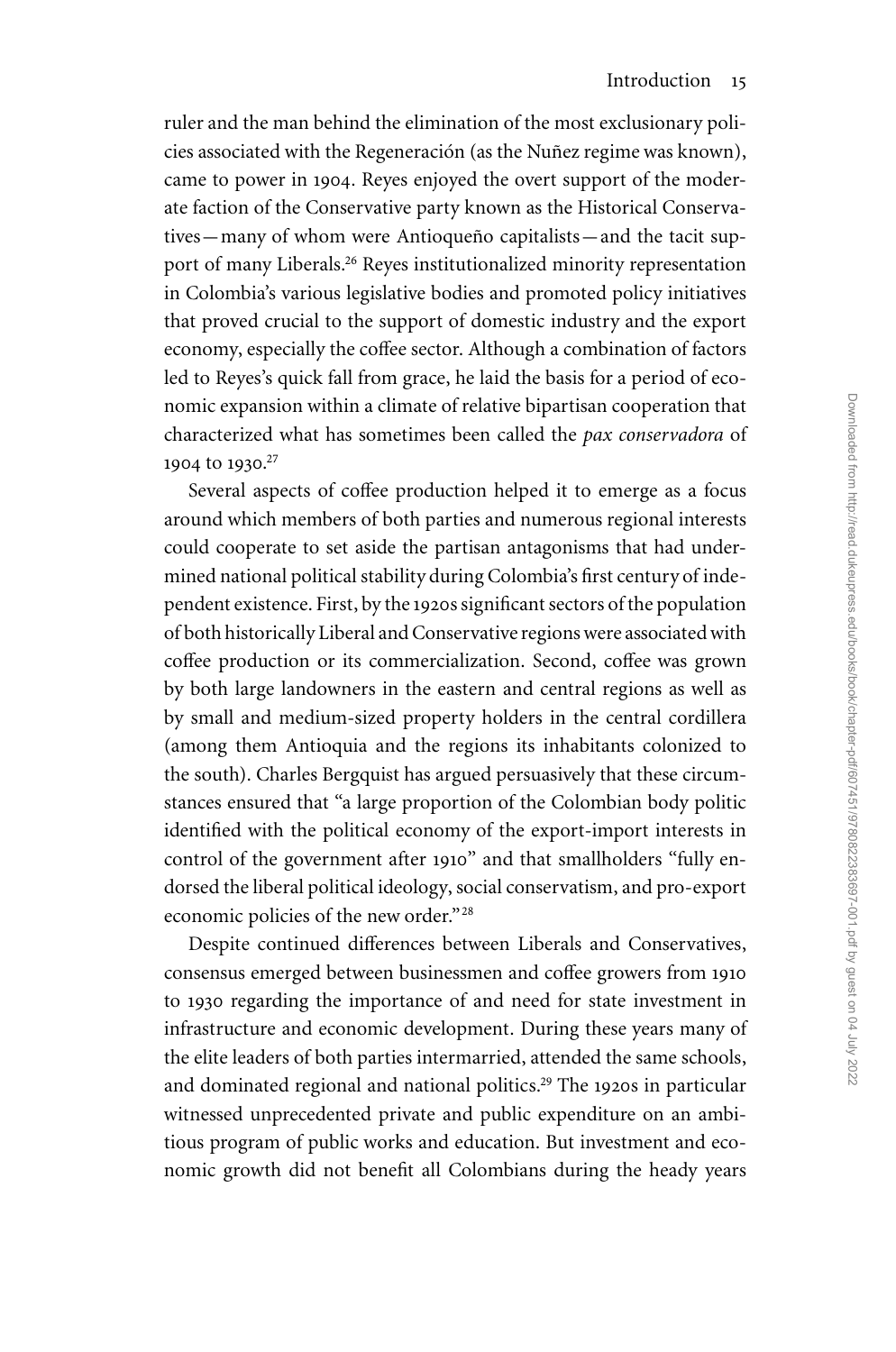ruler and the man behind the elimination of the most exclusionary policies associated with the Regeneración (as the Nuñez regime was known), came to power in 1904. Reyes enjoyed the overt support of the moderate faction of the Conservative party known as the Historical Conservatives—many of whom were Antioqueño capitalists—and the tacit support of many Liberals.[26] Reyes institutionalized minority representation in Colombia's various legislative bodies and promoted policy initiatives that proved crucial to the support of domestic industry and the export economy, especially the coffee sector. Although a combination of factors led to Reyes's quick fall from grace, he laid the basis for a period of economic expansion within a climate of relative bipartisan cooperation that characterized what has sometimes been called the *pax conservadora* of 1904 to 1930.[27]

Several aspects of coffee production helped it to emerge as a focus around which members of both parties and numerous regional interests could cooperate to set aside the partisan antagonisms that had undermined national political stability during Colombia's first century of independent existence. First, by the 1920s significant sectors of the population of both historically Liberal and Conservative regions were associated with coffee production or its commercialization. Second, coffee was grown by both large landowners in the eastern and central regions as well as by small and medium-sized property holders in the central cordillera (among them Antioquia and the regions its inhabitants colonized to the south). Charles Bergquist has argued persuasively that these circumstances ensured that "a large proportion of the Colombian body politic identified with the political economy of the export-import interests in control of the government after 1910" and that smallholders "fully endorsed the liberal political ideology, social conservatism, and pro-export economic policies of the new order."[28]

Despite continued differences between Liberals and Conservatives, consensus emerged between businessmen and coffee growers from 1910 to 1930 regarding the importance of and need for state investment in infrastructure and economic development. During these years many of the elite leaders of both parties intermarried, attended the same schools, and dominated regional and national politics.[29] The 1920s in particular witnessed unprecedented private and public expenditure on an ambitious program of public works and education. But investment and economic growth did not benefit all Colombians during the heady years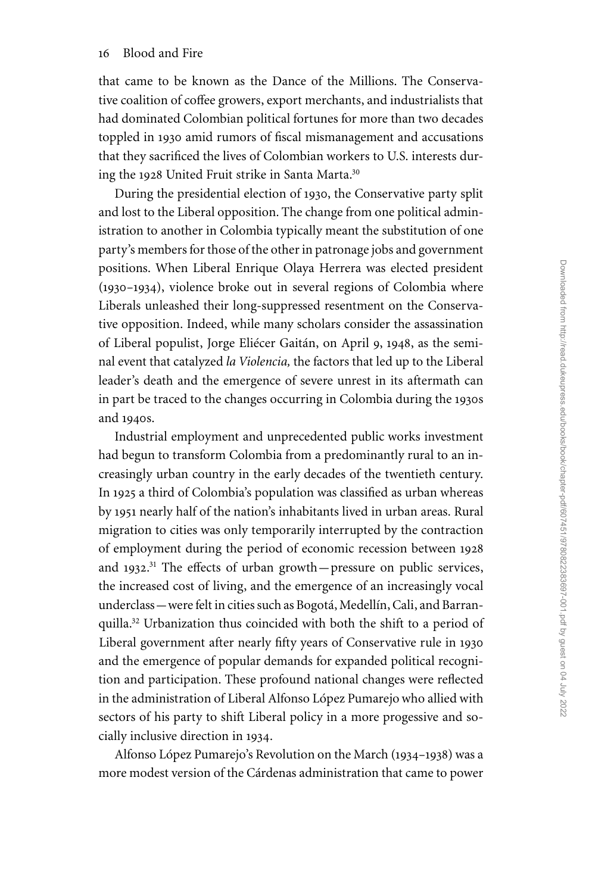that came to be known as the Dance of the Millions. The Conservative coalition of coffee growers, export merchants, and industrialists that had dominated Colombian political fortunes for more than two decades toppled in 1930 amid rumors of fiscal mismanagement and accusations that they sacrificed the lives of Colombian workers to U.S. interests during the 1928 United Fruit strike in Santa Marta.[30]

During the presidential election of 1930, the Conservative party split and lost to the Liberal opposition. The change from one political administration to another in Colombia typically meant the substitution of one party's members for those of the other in patronage jobs and government positions. When Liberal Enrique Olaya Herrera was elected president (1930–1934), violence broke out in several regions of Colombia where Liberals unleashed their long-suppressed resentment on the Conservative opposition. Indeed, while many scholars consider the assassination of Liberal populist, Jorge Eliécer Gaitán, on April 9, 1948, as the seminal event that catalyzed *la Violencia,* the factors that led up to the Liberal leader's death and the emergence of severe unrest in its aftermath can in part be traced to the changes occurring in Colombia during the 1930s and 1940s.

Industrial employment and unprecedented public works investment had begun to transform Colombia from a predominantly rural to an increasingly urban country in the early decades of the twentieth century. In 1925 a third of Colombia's population was classified as urban whereas by 1951 nearly half of the nation's inhabitants lived in urban areas. Rural migration to cities was only temporarily interrupted by the contraction of employment during the period of economic recession between 1928 and 1932.[31] The effects of urban growth—pressure on public services, the increased cost of living, and the emergence of an increasingly vocal underclass—were felt in cities such as Bogotá, Medellín, Cali, and Barranquilla.[32] Urbanization thus coincided with both the shift to a period of Liberal government after nearly fifty years of Conservative rule in 1930 and the emergence of popular demands for expanded political recognition and participation. These profound national changes were reflected in the administration of Liberal Alfonso López Pumarejo who allied with sectors of his party to shift Liberal policy in a more progessive and socially inclusive direction in 1934.

Alfonso López Pumarejo's Revolution on the March (1934–1938) was a more modest version of the Cárdenas administration that came to power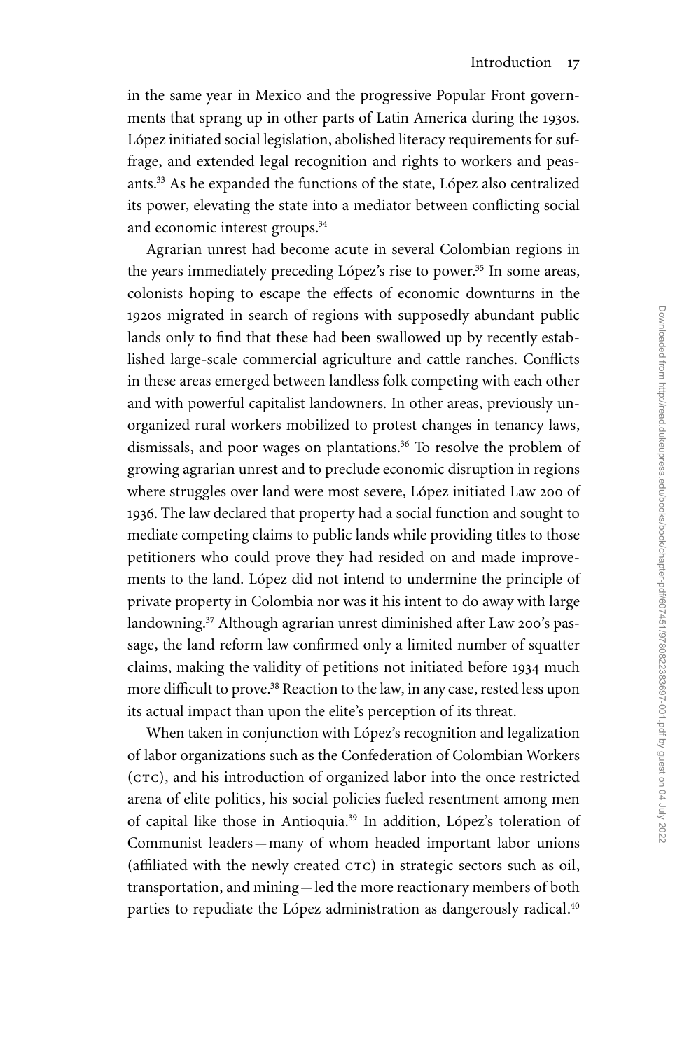in the same year in Mexico and the progressive Popular Front governments that sprang up in other parts of Latin America during the 1930s. López initiated social legislation, abolished literacy requirements for suffrage, and extended legal recognition and rights to workers and peasants.[33] As he expanded the functions of the state, López also centralized its power, elevating the state into a mediator between conflicting social and economic interest groups.[34]

Agrarian unrest had become acute in several Colombian regions in the years immediately preceding López's rise to power.[35] In some areas, colonists hoping to escape the effects of economic downturns in the 1920s migrated in search of regions with supposedly abundant public lands only to find that these had been swallowed up by recently established large-scale commercial agriculture and cattle ranches. Conflicts in these areas emerged between landless folk competing with each other and with powerful capitalist landowners. In other areas, previously unorganized rural workers mobilized to protest changes in tenancy laws, dismissals, and poor wages on plantations.[36] To resolve the problem of growing agrarian unrest and to preclude economic disruption in regions where struggles over land were most severe, López initiated Law 200 of 1936. The law declared that property had a social function and sought to mediate competing claims to public lands while providing titles to those petitioners who could prove they had resided on and made improvements to the land. López did not intend to undermine the principle of private property in Colombia nor was it his intent to do away with large landowning.[37] Although agrarian unrest diminished after Law 200's passage, the land reform law confirmed only a limited number of squatter claims, making the validity of petitions not initiated before 1934 much more difficult to prove.[38] Reaction to the law, in any case, rested less upon its actual impact than upon the elite's perception of its threat.

When taken in conjunction with López's recognition and legalization of labor organizations such as the Confederation of Colombian Workers (CTC), and his introduction of organized labor into the once restricted arena of elite politics, his social policies fueled resentment among men of capital like those in Antioquia.[39] In addition, López's toleration of Communist leaders—many of whom headed important labor unions (affiliated with the newly created CTC) in strategic sectors such as oil, transportation, and mining—led the more reactionary members of both parties to repudiate the López administration as dangerously radical.[40]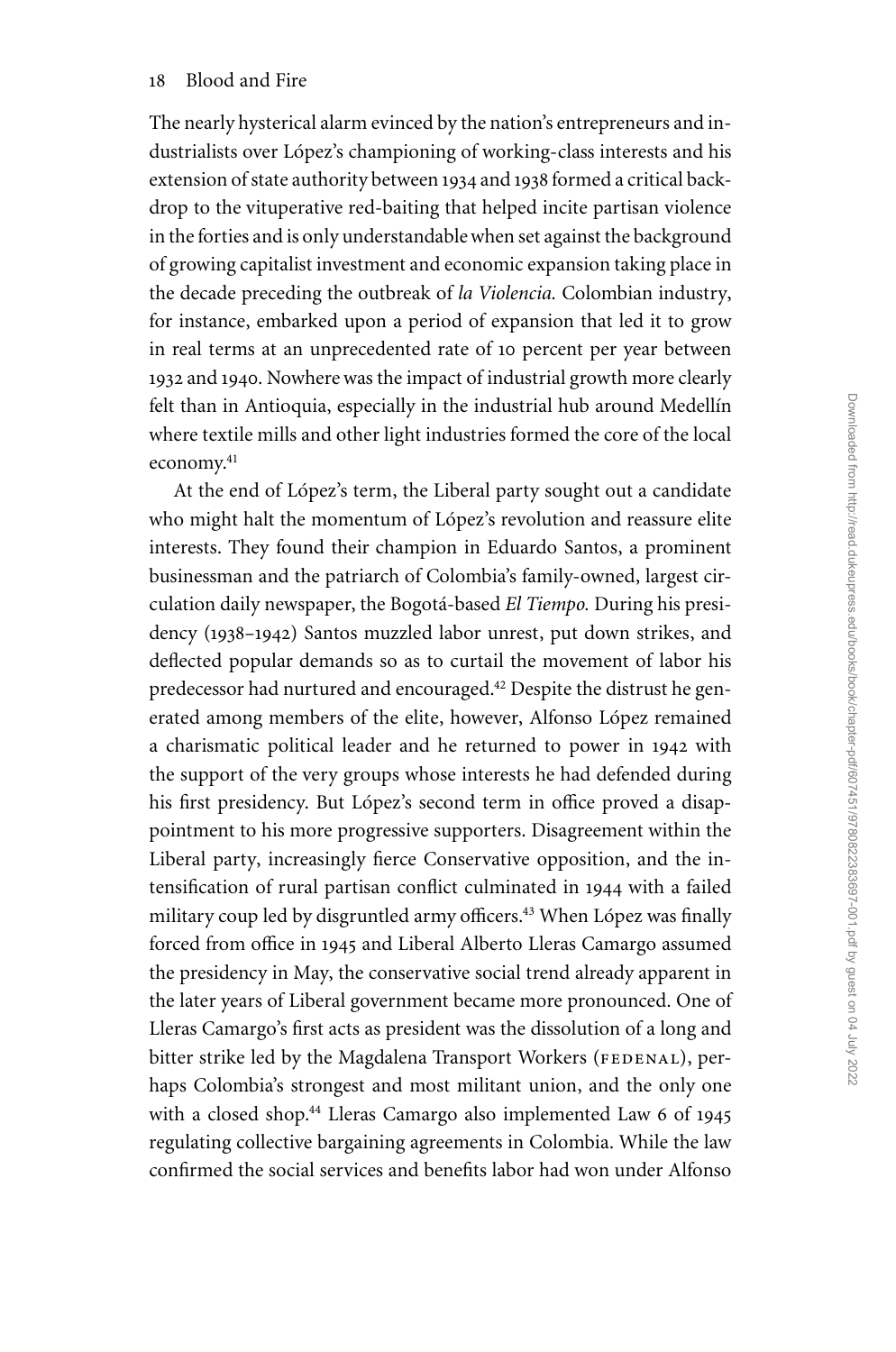The nearly hysterical alarm evinced by the nation's entrepreneurs and industrialists over López's championing of working-class interests and his extension of state authority between 1934 and 1938 formed a critical backdrop to the vituperative red-baiting that helped incite partisan violence in the forties and is only understandable when set against the background of growing capitalist investment and economic expansion taking place in the decade preceding the outbreak of *la Violencia.* Colombian industry, for instance, embarked upon a period of expansion that led it to grow in real terms at an unprecedented rate of 10 percent per year between 1932 and 1940. Nowhere was the impact of industrial growth more clearly felt than in Antioquia, especially in the industrial hub around Medellín where textile mills and other light industries formed the core of the local economy.[41]

At the end of López's term, the Liberal party sought out a candidate who might halt the momentum of López's revolution and reassure elite interests. They found their champion in Eduardo Santos, a prominent businessman and the patriarch of Colombia's family-owned, largest circulation daily newspaper, the Bogotá-based *El Tiempo.* During his presidency (1938–1942) Santos muzzled labor unrest, put down strikes, and deflected popular demands so as to curtail the movement of labor his predecessor had nurtured and encouraged.[42] Despite the distrust he generated among members of the elite, however, Alfonso López remained a charismatic political leader and he returned to power in 1942 with the support of the very groups whose interests he had defended during his first presidency. But López's second term in office proved a disappointment to his more progressive supporters. Disagreement within the Liberal party, increasingly fierce Conservative opposition, and the intensification of rural partisan conflict culminated in 1944 with a failed military coup led by disgruntled army officers.[43] When López was finally forced from office in 1945 and Liberal Alberto Lleras Camargo assumed the presidency in May, the conservative social trend already apparent in the later years of Liberal government became more pronounced. One of Lleras Camargo's first acts as president was the dissolution of a long and bitter strike led by the Magdalena Transport Workers (FEDENAL), perhaps Colombia's strongest and most militant union, and the only one with a closed shop.[44] Lleras Camargo also implemented Law 6 of 1945 regulating collective bargaining agreements in Colombia. While the law confirmed the social services and benefits labor had won under Alfonso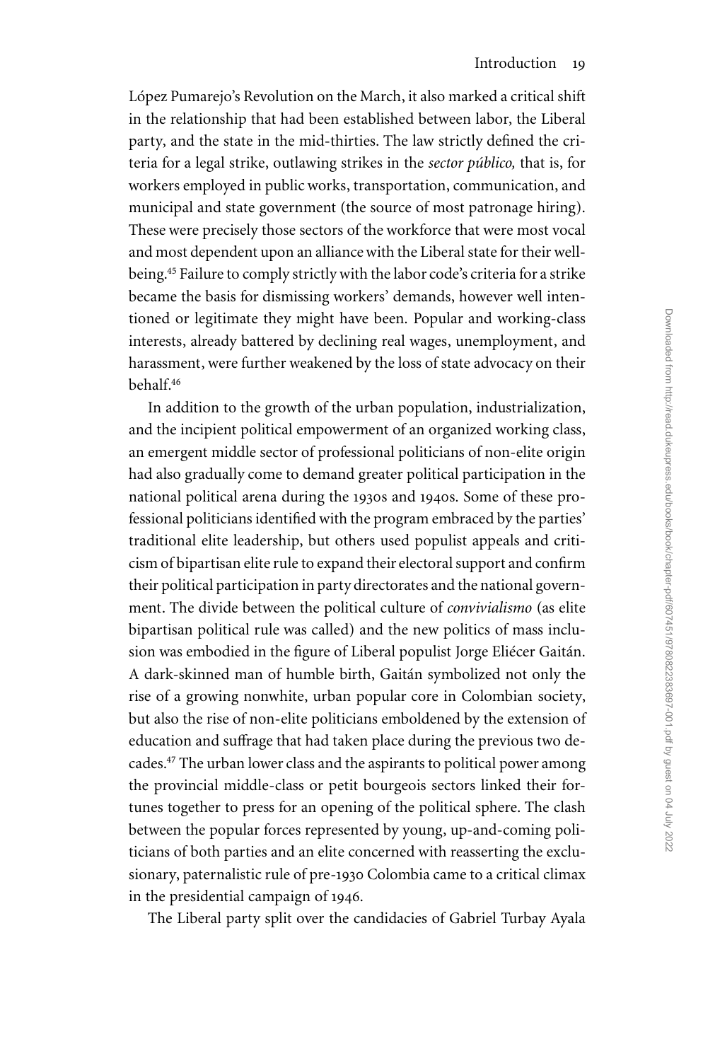López Pumarejo's Revolution on the March, it also marked a critical shift in the relationship that had been established between labor, the Liberal party, and the state in the mid-thirties. The law strictly defined the criteria for a legal strike, outlawing strikes in the *sector público,* that is, for workers employed in public works, transportation, communication, and municipal and state government (the source of most patronage hiring). These were precisely those sectors of the workforce that were most vocal and most dependent upon an alliance with the Liberal state for their well-being.[45] Failure to comply strictly with the labor code's criteria for a strike became the basis for dismissing workers' demands, however well intentioned or legitimate they might have been. Popular and working-class interests, already battered by declining real wages, unemployment, and harassment, were further weakened by the loss of state advocacy on their behalf.[46]

In addition to the growth of the urban population, industrialization, and the incipient political empowerment of an organized working class, an emergent middle sector of professional politicians of non-elite origin had also gradually come to demand greater political participation in the national political arena during the 1930s and 1940s. Some of these professional politicians identified with the program embraced by the parties' traditional elite leadership, but others used populist appeals and criticism of bipartisan elite rule to expand their electoral support and confirm their political participation in party directorates and the national government. The divide between the political culture of *convivialismo* (as elite bipartisan political rule was called) and the new politics of mass inclusion was embodied in the figure of Liberal populist Jorge Eliécer Gaitán. A dark-skinned man of humble birth, Gaitán symbolized not only the rise of a growing nonwhite, urban popular core in Colombian society, but also the rise of non-elite politicians emboldened by the extension of education and suffrage that had taken place during the previous two decades.[47] The urban lower class and the aspirants to political power among the provincial middle-class or petit bourgeois sectors linked their fortunes together to press for an opening of the political sphere. The clash between the popular forces represented by young, up-and-coming politicians of both parties and an elite concerned with reasserting the exclusionary, paternalistic rule of pre-1930 Colombia came to a critical climax in the presidential campaign of 1946.

The Liberal party split over the candidacies of Gabriel Turbay Ayala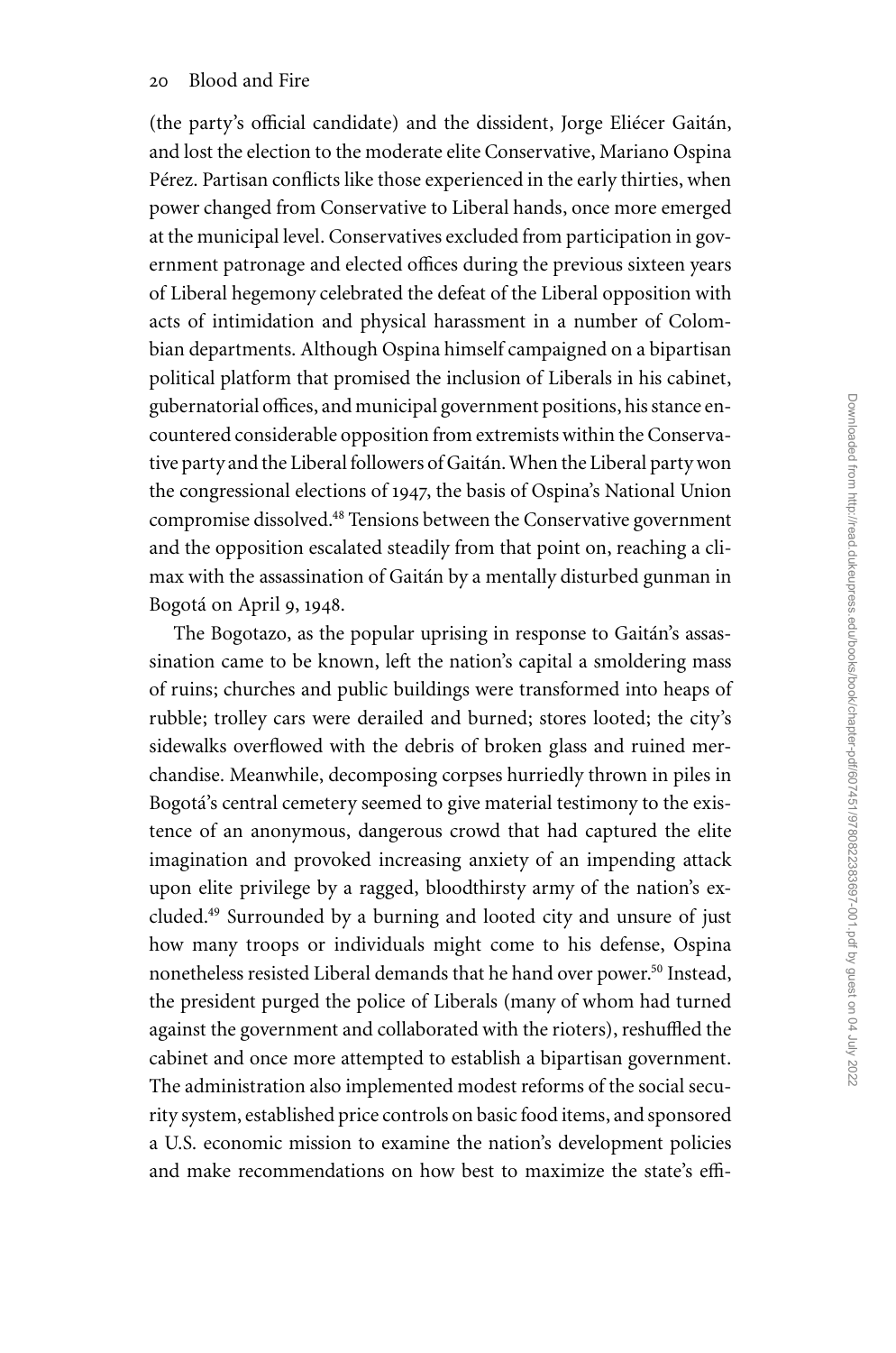(the party's official candidate) and the dissident, Jorge Eliécer Gaitán, and lost the election to the moderate elite Conservative, Mariano Ospina Pérez. Partisan conflicts like those experienced in the early thirties, when power changed from Conservative to Liberal hands, once more emerged at the municipal level. Conservatives excluded from participation in government patronage and elected offices during the previous sixteen years of Liberal hegemony celebrated the defeat of the Liberal opposition with acts of intimidation and physical harassment in a number of Colombian departments. Although Ospina himself campaigned on a bipartisan political platform that promised the inclusion of Liberals in his cabinet, gubernatorial offices, and municipal government positions, his stance encountered considerable opposition from extremists within the Conservative party and the Liberal followers of Gaitán. When the Liberal party won the congressional elections of 1947, the basis of Ospina's National Union compromise dissolved.[48] Tensions between the Conservative government and the opposition escalated steadily from that point on, reaching a climax with the assassination of Gaitán by a mentally disturbed gunman in Bogotá on April 9, 1948.

The Bogotazo, as the popular uprising in response to Gaitán's assassination came to be known, left the nation's capital a smoldering mass of ruins; churches and public buildings were transformed into heaps of rubble; trolley cars were derailed and burned; stores looted; the city's sidewalks overflowed with the debris of broken glass and ruined merchandise. Meanwhile, decomposing corpses hurriedly thrown in piles in Bogotá's central cemetery seemed to give material testimony to the existence of an anonymous, dangerous crowd that had captured the elite imagination and provoked increasing anxiety of an impending attack upon elite privilege by a ragged, bloodthirsty army of the nation's excluded.[49] Surrounded by a burning and looted city and unsure of just how many troops or individuals might come to his defense, Ospina nonetheless resisted Liberal demands that he hand over power.[50] Instead, the president purged the police of Liberals (many of whom had turned against the government and collaborated with the rioters), reshuffled the cabinet and once more attempted to establish a bipartisan government. The administration also implemented modest reforms of the social security system, established price controls on basic food items, and sponsored a U.S. economic mission to examine the nation's development policies and make recommendations on how best to maximize the state's effi-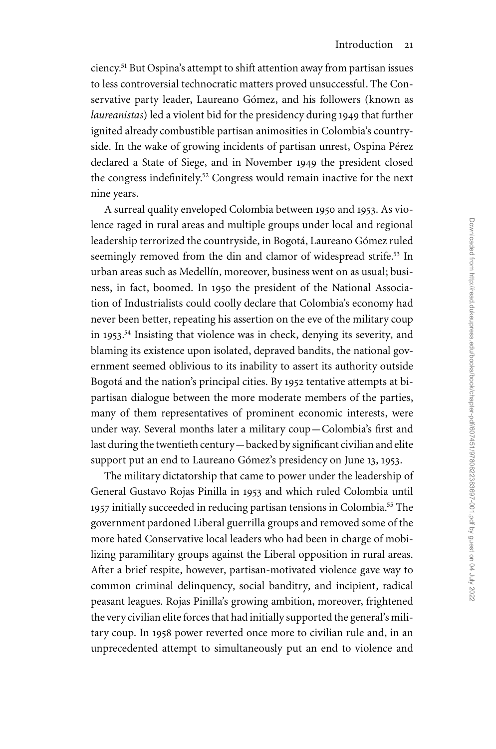ciency.[51] But Ospina's attempt to shift attention away from partisan issues to less controversial technocratic matters proved unsuccessful. The Conservative party leader, Laureano Gómez, and his followers (known as *laureanistas*) led a violent bid for the presidency during 1949 that further ignited already combustible partisan animosities in Colombia's countryside. In the wake of growing incidents of partisan unrest, Ospina Pérez declared a State of Siege, and in November 1949 the president closed the congress indefinitely.[52] Congress would remain inactive for the next nine years.

A surreal quality enveloped Colombia between 1950 and 1953. As violence raged in rural areas and multiple groups under local and regional leadership terrorized the countryside, in Bogotá, Laureano Gómez ruled seemingly removed from the din and clamor of widespread strife.[53] In urban areas such as Medellín, moreover, business went on as usual; business, in fact, boomed. In 1950 the president of the National Association of Industrialists could coolly declare that Colombia's economy had never been better, repeating his assertion on the eve of the military coup in 1953.[54] Insisting that violence was in check, denying its severity, and blaming its existence upon isolated, depraved bandits, the national government seemed oblivious to its inability to assert its authority outside Bogotá and the nation's principal cities. By 1952 tentative attempts at bipartisan dialogue between the more moderate members of the parties, many of them representatives of prominent economic interests, were under way. Several months later a military coup—Colombia's first and last during the twentieth century—backed by significant civilian and elite support put an end to Laureano Gómez's presidency on June 13, 1953.

The military dictatorship that came to power under the leadership of General Gustavo Rojas Pinilla in 1953 and which ruled Colombia until 1957 initially succeeded in reducing partisan tensions in Colombia.[55] The government pardoned Liberal guerrilla groups and removed some of the more hated Conservative local leaders who had been in charge of mobilizing paramilitary groups against the Liberal opposition in rural areas. After a brief respite, however, partisan-motivated violence gave way to common criminal delinquency, social banditry, and incipient, radical peasant leagues. Rojas Pinilla's growing ambition, moreover, frightened the very civilian elite forces that had initially supported the general's military coup. In 1958 power reverted once more to civilian rule and, in an unprecedented attempt to simultaneously put an end to violence and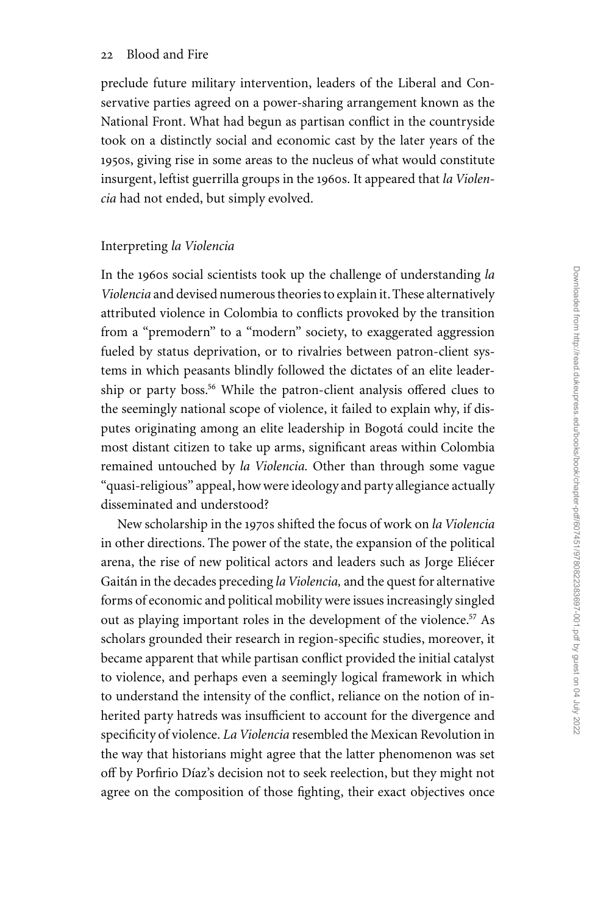preclude future military intervention, leaders of the Liberal and Conservative parties agreed on a power-sharing arrangement known as the National Front. What had begun as partisan conflict in the countryside took on a distinctly social and economic cast by the later years of the 1950s, giving rise in some areas to the nucleus of what would constitute insurgent, leftist guerrilla groups in the 1960s. It appeared that *la Violencia* had not ended, but simply evolved.

## Interpreting *la Violencia*

In the 1960s social scientists took up the challenge of understanding *la Violencia* and devised numerous theories to explain it. These alternatively attributed violence in Colombia to conflicts provoked by the transition from a "premodern" to a "modern" society, to exaggerated aggression fueled by status deprivation, or to rivalries between patron-client systems in which peasants blindly followed the dictates of an elite leadership or party boss.[56] While the patron-client analysis offered clues to the seemingly national scope of violence, it failed to explain why, if disputes originating among an elite leadership in Bogotá could incite the most distant citizen to take up arms, significant areas within Colombia remained untouched by *la Violencia.* Other than through some vague "quasi-religious" appeal, how were ideology and party allegiance actually disseminated and understood?

New scholarship in the 1970s shifted the focus of work on *la Violencia* in other directions. The power of the state, the expansion of the political arena, the rise of new political actors and leaders such as Jorge Eliécer Gaitán in the decades preceding *la Violencia,* and the quest for alternative forms of economic and political mobility were issues increasingly singled out as playing important roles in the development of the violence.[57] As scholars grounded their research in region-specific studies, moreover, it became apparent that while partisan conflict provided the initial catalyst to violence, and perhaps even a seemingly logical framework in which to understand the intensity of the conflict, reliance on the notion of inherited party hatreds was insufficient to account for the divergence and specificity of violence. *La Violencia* resembled the Mexican Revolution in the way that historians might agree that the latter phenomenon was set off by Porfirio Díaz's decision not to seek reelection, but they might not agree on the composition of those fighting, their exact objectives once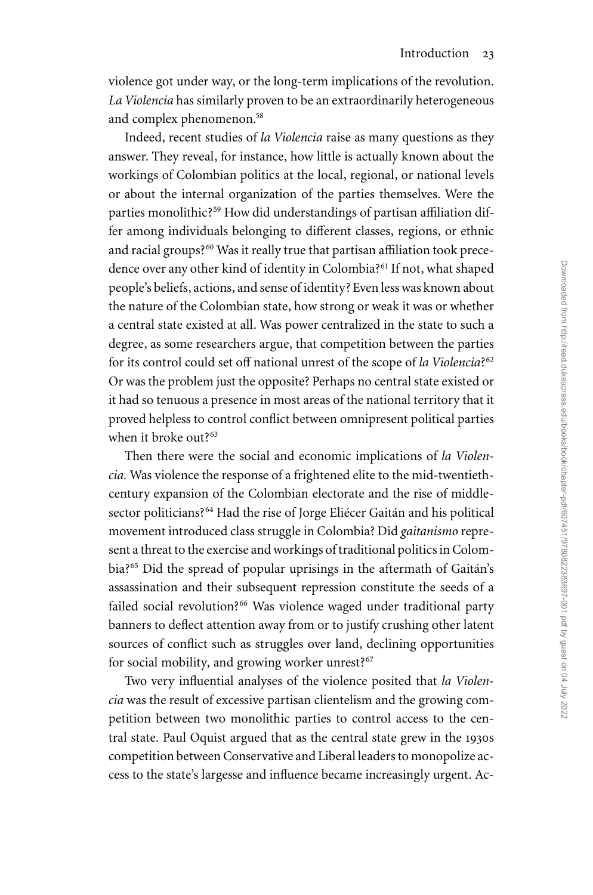violence got under way, or the long-term implications of the revolution. *La Violencia* has similarly proven to be an extraordinarily heterogeneous and complex phenomenon.[58]

Indeed, recent studies of *la Violencia* raise as many questions as they answer. They reveal, for instance, how little is actually known about the workings of Colombian politics at the local, regional, or national levels or about the internal organization of the parties themselves. Were the parties monolithic?[59] How did understandings of partisan affiliation differ among individuals belonging to different classes, regions, or ethnic and racial groups?[60] Was it really true that partisan affiliation took precedence over any other kind of identity in Colombia?[61] If not, what shaped people's beliefs, actions, and sense of identity? Even less was known about the nature of the Colombian state, how strong or weak it was or whether a central state existed at all. Was power centralized in the state to such a degree, as some researchers argue, that competition between the parties for its control could set off national unrest of the scope of *la Violencia*?[62] Or was the problem just the opposite? Perhaps no central state existed or it had so tenuous a presence in most areas of the national territory that it proved helpless to control conflict between omnipresent political parties when it broke out?[63]

Then there were the social and economic implications of *la Violencia*. Was violence the response of a frightened elite to the mid-twentieth-century expansion of the Colombian electorate and the rise of middle-sector politicians?[64] Had the rise of Jorge Eliécer Gaitán and his political movement introduced class struggle in Colombia? Did *gaitanismo* represent a threat to the exercise and workings of traditional politics in Colombia?[65] Did the spread of popular uprisings in the aftermath of Gaitán's assassination and their subsequent repression constitute the seeds of a failed social revolution?[66] Was violence waged under traditional party banners to deflect attention away from or to justify crushing other latent sources of conflict such as struggles over land, declining opportunities for social mobility, and growing worker unrest?[67]

Two very influential analyses of the violence posited that *la Violencia* was the result of excessive partisan clientelism and the growing competition between two monolithic parties to control access to the central state. Paul Oquist argued that as the central state grew in the 1930s competition between Conservative and Liberal leaders to monopolize access to the state's largesse and influence became increasingly urgent. Ac-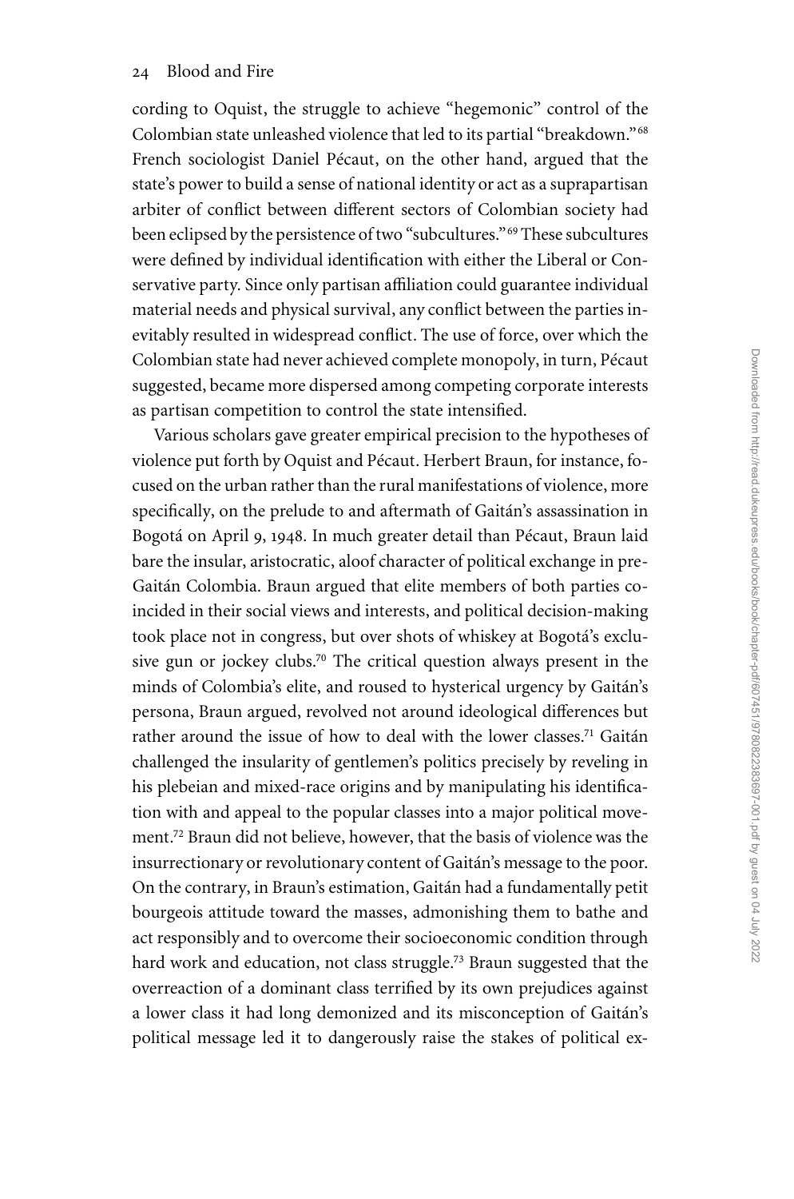cording to Oquist, the struggle to achieve "hegemonic" control of the Colombian state unleashed violence that led to its partial "breakdown."[68] French sociologist Daniel Pécaut, on the other hand, argued that the state's power to build a sense of national identity or act as a suprapartisan arbiter of conflict between different sectors of Colombian society had been eclipsed by the persistence of two "subcultures."[69] These subcultures were defined by individual identification with either the Liberal or Conservative party. Since only partisan affiliation could guarantee individual material needs and physical survival, any conflict between the parties inevitably resulted in widespread conflict. The use of force, over which the Colombian state had never achieved complete monopoly, in turn, Pécaut suggested, became more dispersed among competing corporate interests as partisan competition to control the state intensified.

Various scholars gave greater empirical precision to the hypotheses of violence put forth by Oquist and Pécaut. Herbert Braun, for instance, focused on the urban rather than the rural manifestations of violence, more specifically, on the prelude to and aftermath of Gaitán's assassination in Bogotá on April 9, 1948. In much greater detail than Pécaut, Braun laid bare the insular, aristocratic, aloof character of political exchange in pre-Gaitán Colombia. Braun argued that elite members of both parties coincided in their social views and interests, and political decision-making took place not in congress, but over shots of whiskey at Bogotá's exclusive gun or jockey clubs.[70] The critical question always present in the minds of Colombia's elite, and roused to hysterical urgency by Gaitán's persona, Braun argued, revolved not around ideological differences but rather around the issue of how to deal with the lower classes.[71] Gaitán challenged the insularity of gentlemen's politics precisely by reveling in his plebeian and mixed-race origins and by manipulating his identification with and appeal to the popular classes into a major political movement.[72] Braun did not believe, however, that the basis of violence was the insurrectionary or revolutionary content of Gaitán's message to the poor. On the contrary, in Braun's estimation, Gaitán had a fundamentally petit bourgeois attitude toward the masses, admonishing them to bathe and act responsibly and to overcome their socioeconomic condition through hard work and education, not class struggle.[73] Braun suggested that the overreaction of a dominant class terrified by its own prejudices against a lower class it had long demonized and its misconception of Gaitán's political message led it to dangerously raise the stakes of political ex-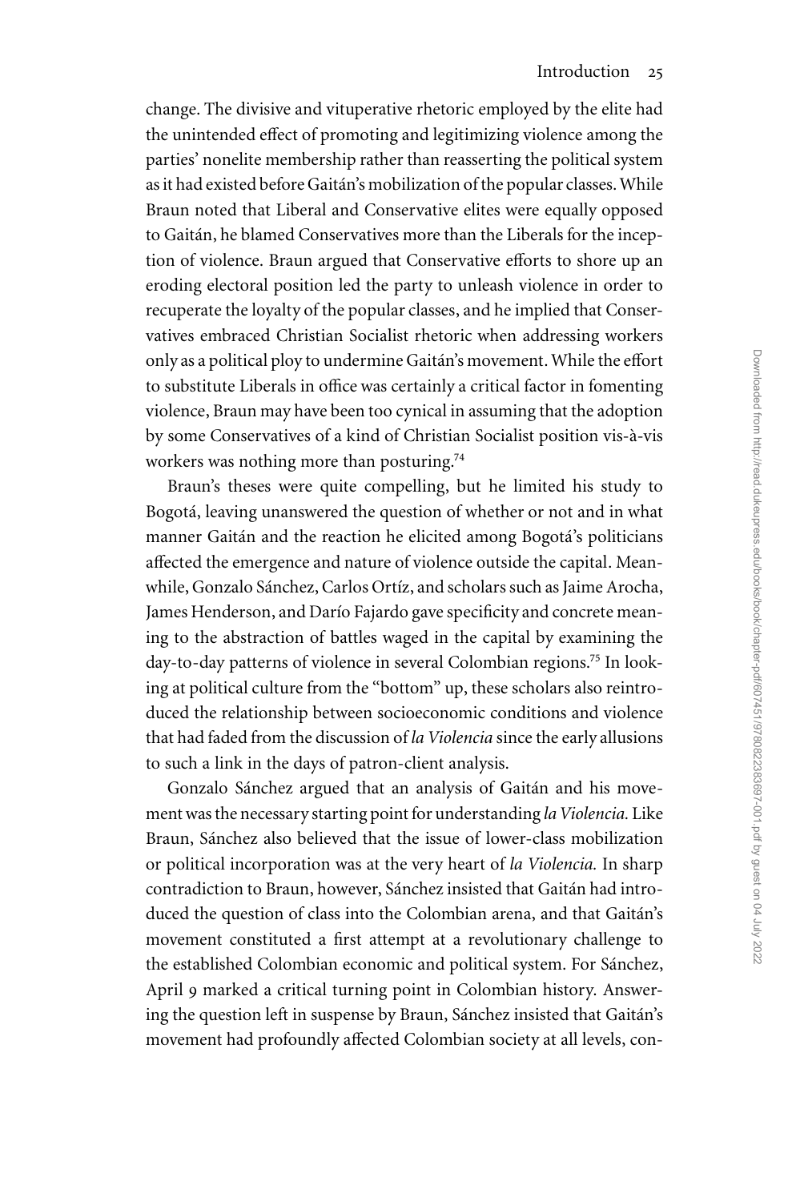change. The divisive and vituperative rhetoric employed by the elite had the unintended effect of promoting and legitimizing violence among the parties' nonelite membership rather than reasserting the political system as it had existed before Gaitán's mobilization of the popular classes. While Braun noted that Liberal and Conservative elites were equally opposed to Gaitán, he blamed Conservatives more than the Liberals for the inception of violence. Braun argued that Conservative efforts to shore up an eroding electoral position led the party to unleash violence in order to recuperate the loyalty of the popular classes, and he implied that Conservatives embraced Christian Socialist rhetoric when addressing workers only as a political ploy to undermine Gaitán's movement. While the effort to substitute Liberals in office was certainly a critical factor in fomenting violence, Braun may have been too cynical in assuming that the adoption by some Conservatives of a kind of Christian Socialist position vis-à-vis workers was nothing more than posturing.[74]

Braun's theses were quite compelling, but he limited his study to Bogotá, leaving unanswered the question of whether or not and in what manner Gaitán and the reaction he elicited among Bogotá's politicians affected the emergence and nature of violence outside the capital. Meanwhile, Gonzalo Sánchez, Carlos Ortíz, and scholars such as Jaime Arocha, James Henderson, and Darío Fajardo gave specificity and concrete meaning to the abstraction of battles waged in the capital by examining the day-to-day patterns of violence in several Colombian regions.[75] In looking at political culture from the "bottom" up, these scholars also reintroduced the relationship between socioeconomic conditions and violence that had faded from the discussion of *la Violencia* since the early allusions to such a link in the days of patron-client analysis.

Gonzalo Sánchez argued that an analysis of Gaitán and his movement was the necessary starting point for understanding *la Violencia.* Like Braun, Sánchez also believed that the issue of lower-class mobilization or political incorporation was at the very heart of *la Violencia.* In sharp contradiction to Braun, however, Sánchez insisted that Gaitán had introduced the question of class into the Colombian arena, and that Gaitán's movement constituted a first attempt at a revolutionary challenge to the established Colombian economic and political system. For Sánchez, April 9 marked a critical turning point in Colombian history. Answering the question left in suspense by Braun, Sánchez insisted that Gaitán's movement had profoundly affected Colombian society at all levels, con-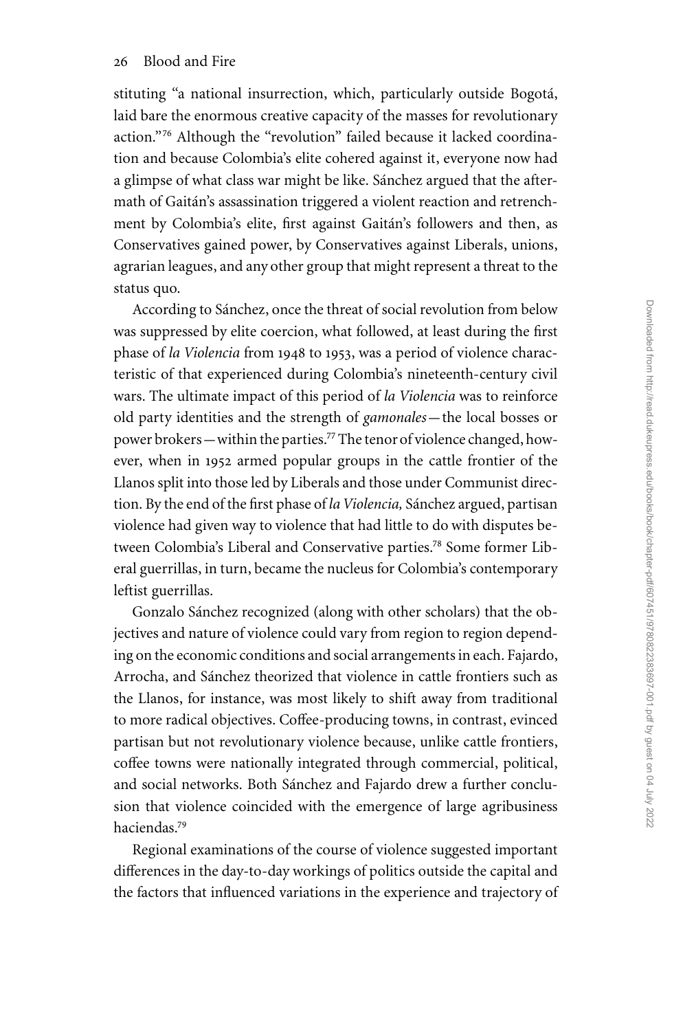stituting "a national insurrection, which, particularly outside Bogotá, laid bare the enormous creative capacity of the masses for revolutionary action."[76] Although the "revolution" failed because it lacked coordination and because Colombia's elite cohered against it, everyone now had a glimpse of what class war might be like. Sánchez argued that the aftermath of Gaitán's assassination triggered a violent reaction and retrenchment by Colombia's elite, first against Gaitán's followers and then, as Conservatives gained power, by Conservatives against Liberals, unions, agrarian leagues, and any other group that might represent a threat to the status quo.

According to Sánchez, once the threat of social revolution from below was suppressed by elite coercion, what followed, at least during the first phase of *la Violencia* from 1948 to 1953, was a period of violence characteristic of that experienced during Colombia's nineteenth-century civil wars. The ultimate impact of this period of *la Violencia* was to reinforce old party identities and the strength of *gamonales*—the local bosses or power brokers—within the parties.[77] The tenor of violence changed, however, when in 1952 armed popular groups in the cattle frontier of the Llanos split into those led by Liberals and those under Communist direction. By the end of the first phase of *la Violencia,* Sánchez argued, partisan violence had given way to violence that had little to do with disputes between Colombia's Liberal and Conservative parties.[78] Some former Liberal guerrillas, in turn, became the nucleus for Colombia's contemporary leftist guerrillas.

Gonzalo Sánchez recognized (along with other scholars) that the objectives and nature of violence could vary from region to region depending on the economic conditions and social arrangements in each. Fajardo, Arrocha, and Sánchez theorized that violence in cattle frontiers such as the Llanos, for instance, was most likely to shift away from traditional to more radical objectives. Coffee-producing towns, in contrast, evinced partisan but not revolutionary violence because, unlike cattle frontiers, coffee towns were nationally integrated through commercial, political, and social networks. Both Sánchez and Fajardo drew a further conclusion that violence coincided with the emergence of large agribusiness haciendas.[79]

Regional examinations of the course of violence suggested important differences in the day-to-day workings of politics outside the capital and the factors that influenced variations in the experience and trajectory of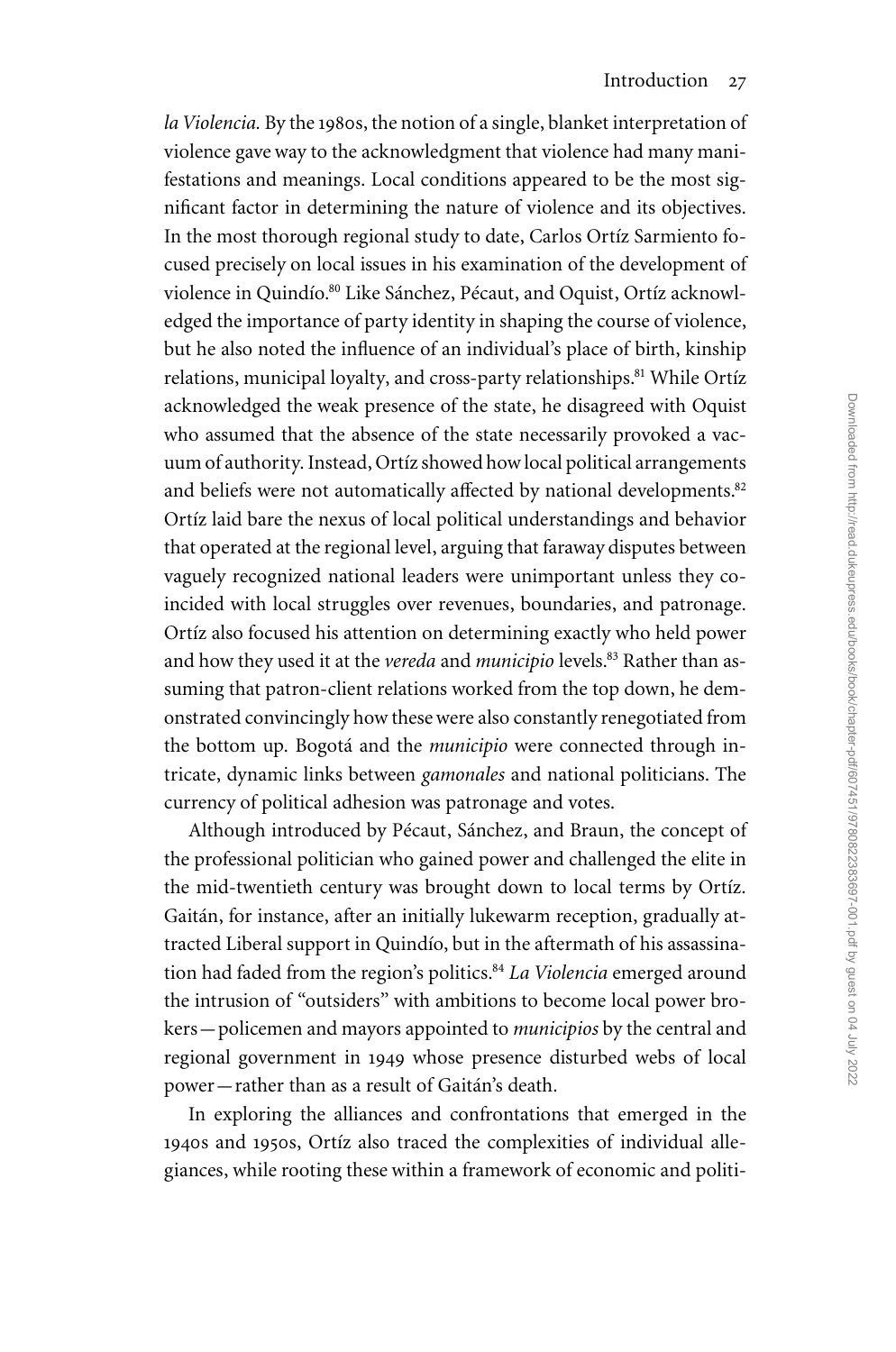*la Violencia.* By the 1980s, the notion of a single, blanket interpretation of violence gave way to the acknowledgment that violence had many manifestations and meanings. Local conditions appeared to be the most significant factor in determining the nature of violence and its objectives. In the most thorough regional study to date, Carlos Ortíz Sarmiento focused precisely on local issues in his examination of the development of violence in Quindío.[80] Like Sánchez, Pécaut, and Oquist, Ortíz acknowledged the importance of party identity in shaping the course of violence, but he also noted the influence of an individual's place of birth, kinship relations, municipal loyalty, and cross-party relationships.[81] While Ortíz acknowledged the weak presence of the state, he disagreed with Oquist who assumed that the absence of the state necessarily provoked a vacuum of authority. Instead, Ortíz showed how local political arrangements and beliefs were not automatically affected by national developments.[82] Ortíz laid bare the nexus of local political understandings and behavior that operated at the regional level, arguing that faraway disputes between vaguely recognized national leaders were unimportant unless they coincided with local struggles over revenues, boundaries, and patronage. Ortíz also focused his attention on determining exactly who held power and how they used it at the *vereda* and *municipio* levels.[83] Rather than assuming that patron-client relations worked from the top down, he demonstrated convincingly how these were also constantly renegotiated from the bottom up. Bogotá and the *municipio* were connected through intricate, dynamic links between *gamonales* and national politicians. The currency of political adhesion was patronage and votes.

Although introduced by Pécaut, Sánchez, and Braun, the concept of the professional politician who gained power and challenged the elite in the mid-twentieth century was brought down to local terms by Ortíz. Gaitán, for instance, after an initially lukewarm reception, gradually attracted Liberal support in Quindío, but in the aftermath of his assassination had faded from the region's politics.[84] *La Violencia* emerged around the intrusion of "outsiders" with ambitions to become local power brokers—policemen and mayors appointed to *municipios* by the central and regional government in 1949 whose presence disturbed webs of local power—rather than as a result of Gaitán's death.

In exploring the alliances and confrontations that emerged in the 1940s and 1950s, Ortíz also traced the complexities of individual allegiances, while rooting these within a framework of economic and politi-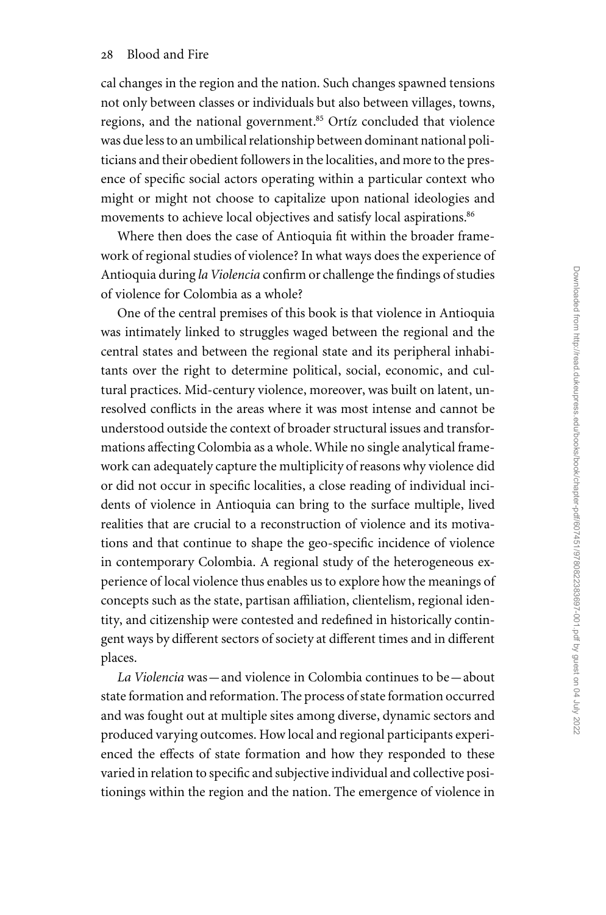cal changes in the region and the nation. Such changes spawned tensions not only between classes or individuals but also between villages, towns, regions, and the national government.[85] Ortíz concluded that violence was due less to an umbilical relationship between dominant national politicians and their obedient followers in the localities, and more to the presence of specific social actors operating within a particular context who might or might not choose to capitalize upon national ideologies and movements to achieve local objectives and satisfy local aspirations.[86]

Where then does the case of Antioquia fit within the broader framework of regional studies of violence? In what ways does the experience of Antioquia during *la Violencia* confirm or challenge the findings of studies of violence for Colombia as a whole?

One of the central premises of this book is that violence in Antioquia was intimately linked to struggles waged between the regional and the central states and between the regional state and its peripheral inhabitants over the right to determine political, social, economic, and cultural practices. Mid-century violence, moreover, was built on latent, unresolved conflicts in the areas where it was most intense and cannot be understood outside the context of broader structural issues and transformations affecting Colombia as a whole. While no single analytical framework can adequately capture the multiplicity of reasons why violence did or did not occur in specific localities, a close reading of individual incidents of violence in Antioquia can bring to the surface multiple, lived realities that are crucial to a reconstruction of violence and its motivations and that continue to shape the geo-specific incidence of violence in contemporary Colombia. A regional study of the heterogeneous experience of local violence thus enables us to explore how the meanings of concepts such as the state, partisan affiliation, clientelism, regional identity, and citizenship were contested and redefined in historically contingent ways by different sectors of society at different times and in different places.

*La Violencia* was—and violence in Colombia continues to be—about state formation and reformation. The process of state formation occurred and was fought out at multiple sites among diverse, dynamic sectors and produced varying outcomes. How local and regional participants experienced the effects of state formation and how they responded to these varied in relation to specific and subjective individual and collective positionings within the region and the nation. The emergence of violence in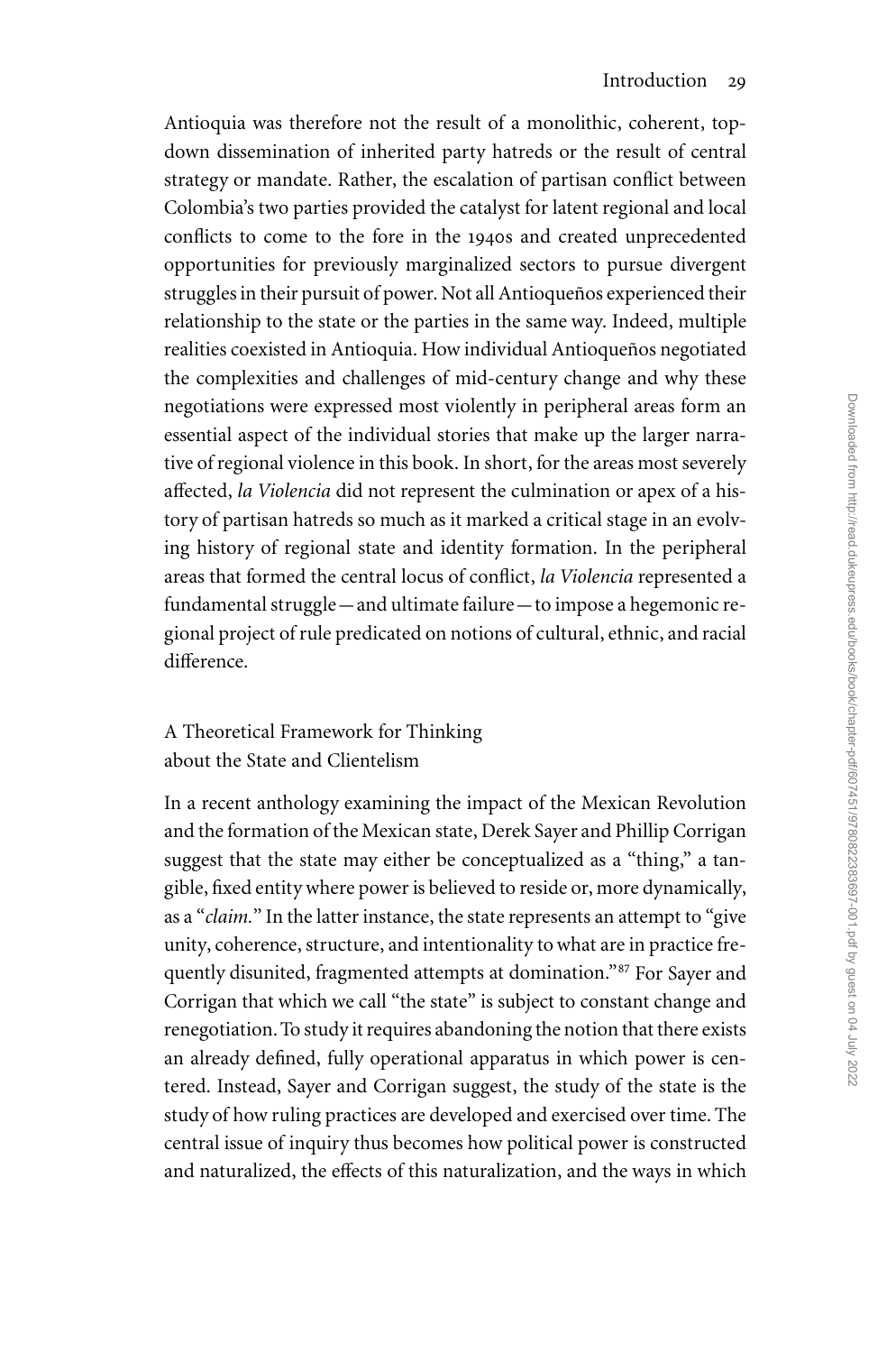Antioquia was therefore not the result of a monolithic, coherent, top-down dissemination of inherited party hatreds or the result of central strategy or mandate. Rather, the escalation of partisan conflict between Colombia's two parties provided the catalyst for latent regional and local conflicts to come to the fore in the 1940s and created unprecedented opportunities for previously marginalized sectors to pursue divergent struggles in their pursuit of power. Not all Antioqueños experienced their relationship to the state or the parties in the same way. Indeed, multiple realities coexisted in Antioquia. How individual Antioqueños negotiated the complexities and challenges of mid-century change and why these negotiations were expressed most violently in peripheral areas form an essential aspect of the individual stories that make up the larger narrative of regional violence in this book. In short, for the areas most severely affected, *la Violencia* did not represent the culmination or apex of a history of partisan hatreds so much as it marked a critical stage in an evolving history of regional state and identity formation. In the peripheral areas that formed the central locus of conflict, *la Violencia* represented a fundamental struggle—and ultimate failure—to impose a hegemonic regional project of rule predicated on notions of cultural, ethnic, and racial difference.

## A Theoretical Framework for Thinking about the State and Clientelism

In a recent anthology examining the impact of the Mexican Revolution and the formation of the Mexican state, Derek Sayer and Phillip Corrigan suggest that the state may either be conceptualized as a "thing," a tangible, fixed entity where power is believed to reside or, more dynamically, as a "*claim.*" In the latter instance, the state represents an attempt to "give unity, coherence, structure, and intentionality to what are in practice frequently disunited, fragmented attempts at domination."[87] For Sayer and Corrigan that which we call "the state" is subject to constant change and renegotiation. To study it requires abandoning the notion that there exists an already defined, fully operational apparatus in which power is centered. Instead, Sayer and Corrigan suggest, the study of the state is the study of how ruling practices are developed and exercised over time. The central issue of inquiry thus becomes how political power is constructed and naturalized, the effects of this naturalization, and the ways in which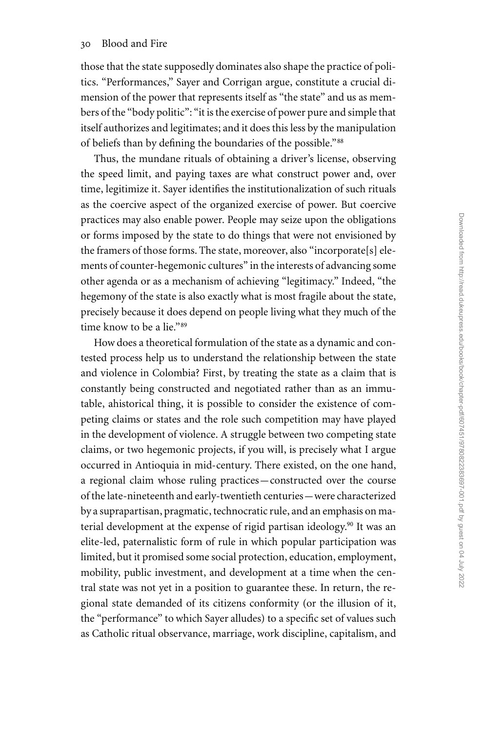those that the state supposedly dominates also shape the practice of politics. "Performances," Sayer and Corrigan argue, constitute a crucial dimension of the power that represents itself as "the state" and us as members of the "body politic": "it is the exercise of power pure and simple that itself authorizes and legitimates; and it does this less by the manipulation of beliefs than by defining the boundaries of the possible."[88]

Thus, the mundane rituals of obtaining a driver's license, observing the speed limit, and paying taxes are what construct power and, over time, legitimize it. Sayer identifies the institutionalization of such rituals as the coercive aspect of the organized exercise of power. But coercive practices may also enable power. People may seize upon the obligations or forms imposed by the state to do things that were not envisioned by the framers of those forms. The state, moreover, also "incorporate[s] elements of counter-hegemonic cultures" in the interests of advancing some other agenda or as a mechanism of achieving "legitimacy." Indeed, "the hegemony of the state is also exactly what is most fragile about the state, precisely because it does depend on people living what they much of the time know to be a lie."[89]

How does a theoretical formulation of the state as a dynamic and contested process help us to understand the relationship between the state and violence in Colombia? First, by treating the state as a claim that is constantly being constructed and negotiated rather than as an immutable, ahistorical thing, it is possible to consider the existence of competing claims or states and the role such competition may have played in the development of violence. A struggle between two competing state claims, or two hegemonic projects, if you will, is precisely what I argue occurred in Antioquia in mid-century. There existed, on the one hand, a regional claim whose ruling practices—constructed over the course of the late-nineteenth and early-twentieth centuries—were characterized by a suprapartisan, pragmatic, technocratic rule, and an emphasis on material development at the expense of rigid partisan ideology.[90] It was an elite-led, paternalistic form of rule in which popular participation was limited, but it promised some social protection, education, employment, mobility, public investment, and development at a time when the central state was not yet in a position to guarantee these. In return, the regional state demanded of its citizens conformity (or the illusion of it, the "performance" to which Sayer alludes) to a specific set of values such as Catholic ritual observance, marriage, work discipline, capitalism, and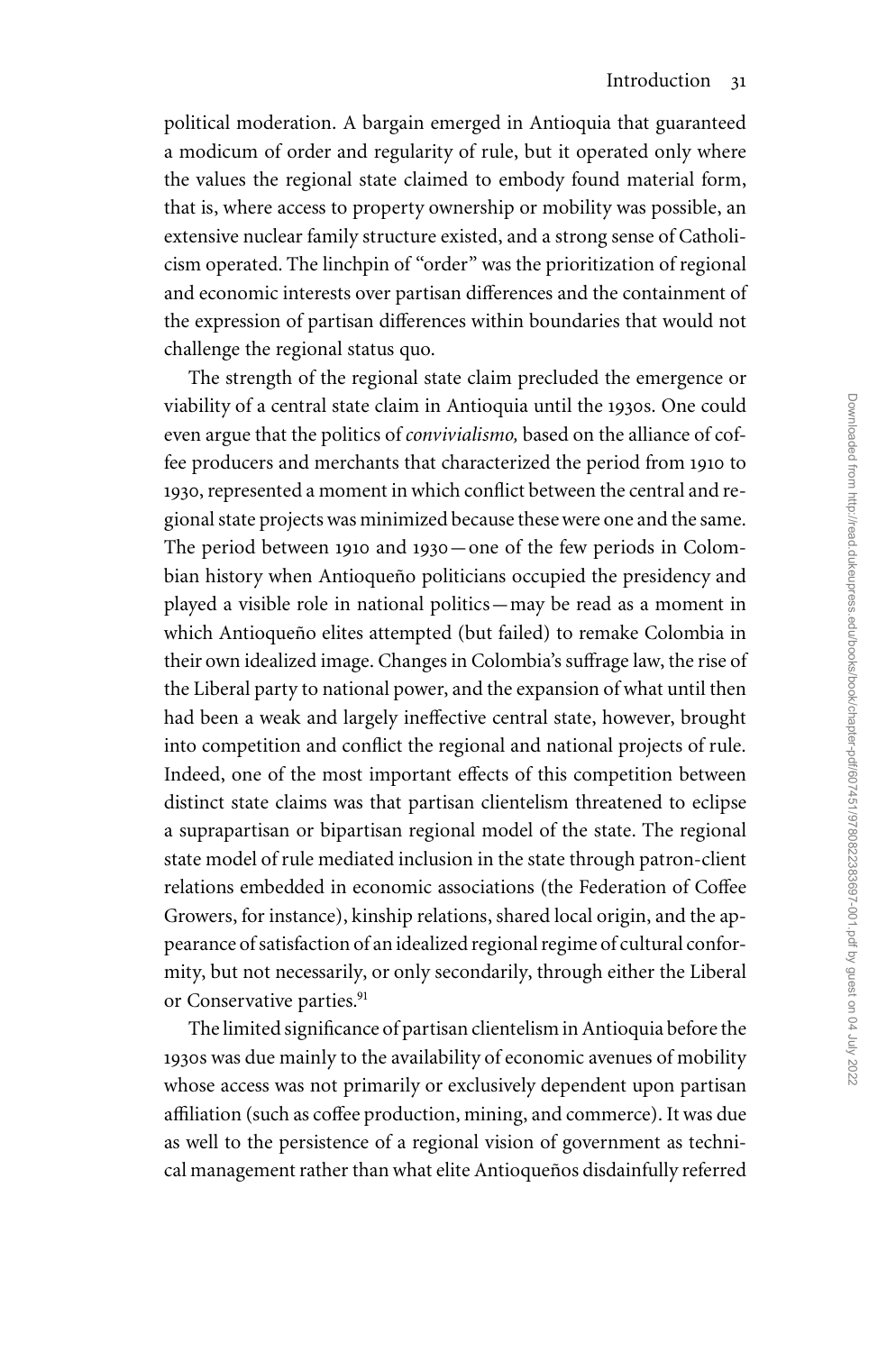political moderation. A bargain emerged in Antioquia that guaranteed a modicum of order and regularity of rule, but it operated only where the values the regional state claimed to embody found material form, that is, where access to property ownership or mobility was possible, an extensive nuclear family structure existed, and a strong sense of Catholicism operated. The linchpin of "order" was the prioritization of regional and economic interests over partisan differences and the containment of the expression of partisan differences within boundaries that would not challenge the regional status quo.

The strength of the regional state claim precluded the emergence or viability of a central state claim in Antioquia until the 1930s. One could even argue that the politics of *convivialismo,* based on the alliance of coffee producers and merchants that characterized the period from 1910 to 1930, represented a moment in which conflict between the central and regional state projects was minimized because these were one and the same. The period between 1910 and 1930—one of the few periods in Colombian history when Antioqueño politicians occupied the presidency and played a visible role in national politics—may be read as a moment in which Antioqueño elites attempted (but failed) to remake Colombia in their own idealized image. Changes in Colombia's suffrage law, the rise of the Liberal party to national power, and the expansion of what until then had been a weak and largely ineffective central state, however, brought into competition and conflict the regional and national projects of rule. Indeed, one of the most important effects of this competition between distinct state claims was that partisan clientelism threatened to eclipse a suprapartisan or bipartisan regional model of the state. The regional state model of rule mediated inclusion in the state through patron-client relations embedded in economic associations (the Federation of Coffee Growers, for instance), kinship relations, shared local origin, and the appearance of satisfaction of an idealized regional regime of cultural conformity, but not necessarily, or only secondarily, through either the Liberal or Conservative parties.[91]

The limited significance of partisan clientelism in Antioquia before the 1930s was due mainly to the availability of economic avenues of mobility whose access was not primarily or exclusively dependent upon partisan affiliation (such as coffee production, mining, and commerce). It was due as well to the persistence of a regional vision of government as technical management rather than what elite Antioqueños disdainfully referred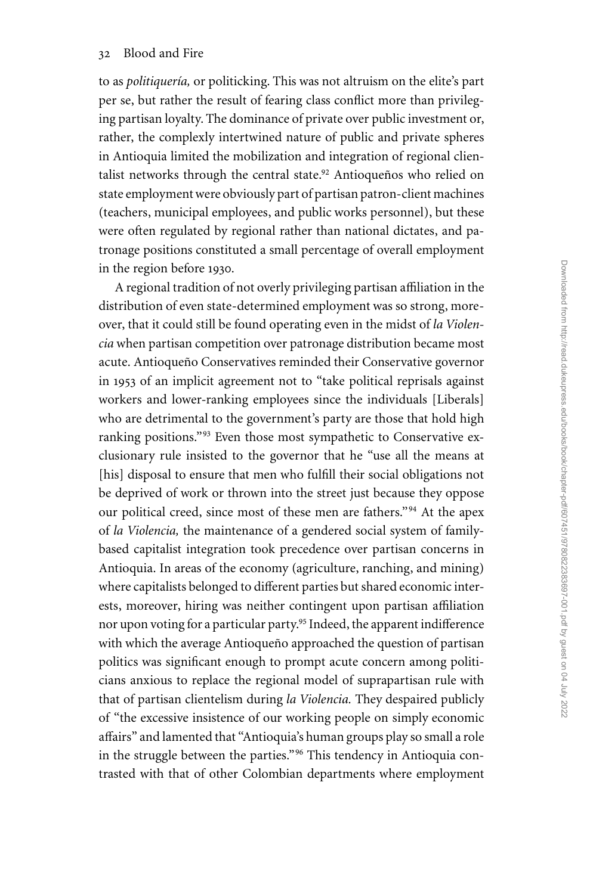to as *politiquería,* or politicking. This was not altruism on the elite's part per se, but rather the result of fearing class conflict more than privileging partisan loyalty. The dominance of private over public investment or, rather, the complexly intertwined nature of public and private spheres in Antioquia limited the mobilization and integration of regional clientalist networks through the central state.[92] Antioqueños who relied on state employment were obviously part of partisan patron-client machines (teachers, municipal employees, and public works personnel), but these were often regulated by regional rather than national dictates, and patronage positions constituted a small percentage of overall employment in the region before 1930.

A regional tradition of not overly privileging partisan affiliation in the distribution of even state-determined employment was so strong, moreover, that it could still be found operating even in the midst of *la Violencia* when partisan competition over patronage distribution became most acute. Antioqueño Conservatives reminded their Conservative governor in 1953 of an implicit agreement not to "take political reprisals against workers and lower-ranking employees since the individuals [Liberals] who are detrimental to the government's party are those that hold high ranking positions."[93] Even those most sympathetic to Conservative exclusionary rule insisted to the governor that he "use all the means at [his] disposal to ensure that men who fulfill their social obligations not be deprived of work or thrown into the street just because they oppose our political creed, since most of these men are fathers."[94] At the apex of *la Violencia,* the maintenance of a gendered social system of family-based capitalist integration took precedence over partisan concerns in Antioquia. In areas of the economy (agriculture, ranching, and mining) where capitalists belonged to different parties but shared economic interests, moreover, hiring was neither contingent upon partisan affiliation nor upon voting for a particular party.[95] Indeed, the apparent indifference with which the average Antioqueño approached the question of partisan politics was significant enough to prompt acute concern among politicians anxious to replace the regional model of suprapartisan rule with that of partisan clientelism during *la Violencia.* They despaired publicly of "the excessive insistence of our working people on simply economic affairs" and lamented that "Antioquia's human groups play so small a role in the struggle between the parties."[96] This tendency in Antioquia contrasted with that of other Colombian departments where employment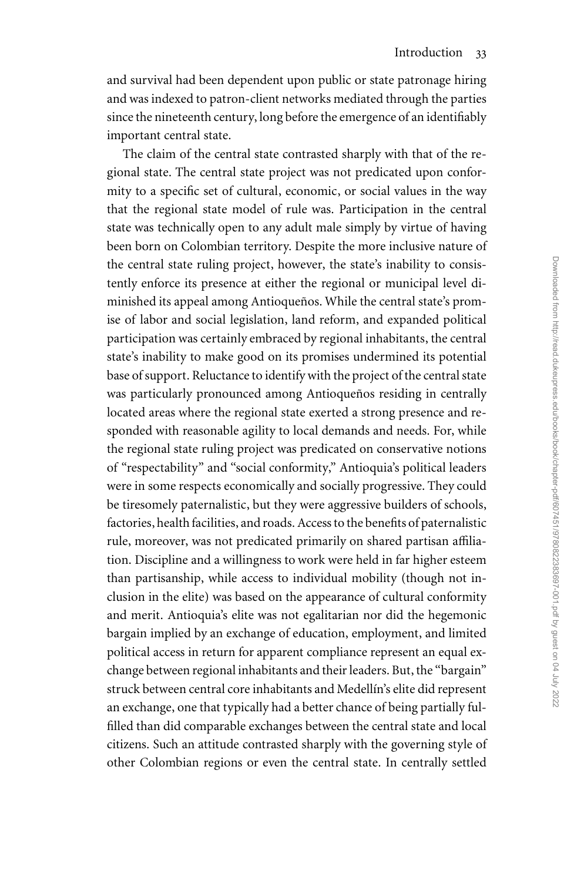and survival had been dependent upon public or state patronage hiring and was indexed to patron-client networks mediated through the parties since the nineteenth century, long before the emergence of an identifiably important central state.

The claim of the central state contrasted sharply with that of the regional state. The central state project was not predicated upon conformity to a specific set of cultural, economic, or social values in the way that the regional state model of rule was. Participation in the central state was technically open to any adult male simply by virtue of having been born on Colombian territory. Despite the more inclusive nature of the central state ruling project, however, the state's inability to consistently enforce its presence at either the regional or municipal level diminished its appeal among Antioqueños. While the central state's promise of labor and social legislation, land reform, and expanded political participation was certainly embraced by regional inhabitants, the central state's inability to make good on its promises undermined its potential base of support. Reluctance to identify with the project of the central state was particularly pronounced among Antioqueños residing in centrally located areas where the regional state exerted a strong presence and responded with reasonable agility to local demands and needs. For, while the regional state ruling project was predicated on conservative notions of "respectability" and "social conformity," Antioquia's political leaders were in some respects economically and socially progressive. They could be tiresomely paternalistic, but they were aggressive builders of schools, factories, health facilities, and roads. Access to the benefits of paternalistic rule, moreover, was not predicated primarily on shared partisan affiliation. Discipline and a willingness to work were held in far higher esteem than partisanship, while access to individual mobility (though not inclusion in the elite) was based on the appearance of cultural conformity and merit. Antioquia's elite was not egalitarian nor did the hegemonic bargain implied by an exchange of education, employment, and limited political access in return for apparent compliance represent an equal exchange between regional inhabitants and their leaders. But, the "bargain" struck between central core inhabitants and Medellín's elite did represent an exchange, one that typically had a better chance of being partially fulfilled than did comparable exchanges between the central state and local citizens. Such an attitude contrasted sharply with the governing style of other Colombian regions or even the central state. In centrally settled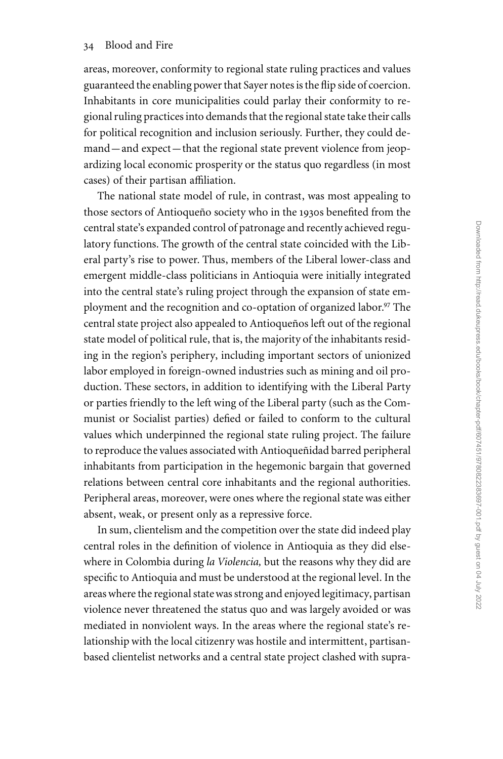areas, moreover, conformity to regional state ruling practices and values guaranteed the enabling power that Sayer notes is the flip side of coercion. Inhabitants in core municipalities could parlay their conformity to regional ruling practices into demands that the regional state take their calls for political recognition and inclusion seriously. Further, they could demand—and expect—that the regional state prevent violence from jeopardizing local economic prosperity or the status quo regardless (in most cases) of their partisan affiliation.

The national state model of rule, in contrast, was most appealing to those sectors of Antioqueño society who in the 1930s benefited from the central state's expanded control of patronage and recently achieved regulatory functions. The growth of the central state coincided with the Liberal party's rise to power. Thus, members of the Liberal lower-class and emergent middle-class politicians in Antioquia were initially integrated into the central state's ruling project through the expansion of state employment and the recognition and co-optation of organized labor.[97] The central state project also appealed to Antioqueños left out of the regional state model of political rule, that is, the majority of the inhabitants residing in the region's periphery, including important sectors of unionized labor employed in foreign-owned industries such as mining and oil production. These sectors, in addition to identifying with the Liberal Party or parties friendly to the left wing of the Liberal party (such as the Communist or Socialist parties) defied or failed to conform to the cultural values which underpinned the regional state ruling project. The failure to reproduce the values associated with Antioqueñidad barred peripheral inhabitants from participation in the hegemonic bargain that governed relations between central core inhabitants and the regional authorities. Peripheral areas, moreover, were ones where the regional state was either absent, weak, or present only as a repressive force.

In sum, clientelism and the competition over the state did indeed play central roles in the definition of violence in Antioquia as they did elsewhere in Colombia during *la Violencia,* but the reasons why they did are specific to Antioquia and must be understood at the regional level. In the areas where the regional state was strong and enjoyed legitimacy, partisan violence never threatened the status quo and was largely avoided or was mediated in nonviolent ways. In the areas where the regional state's relationship with the local citizenry was hostile and intermittent, partisan-based clientelist networks and a central state project clashed with supra-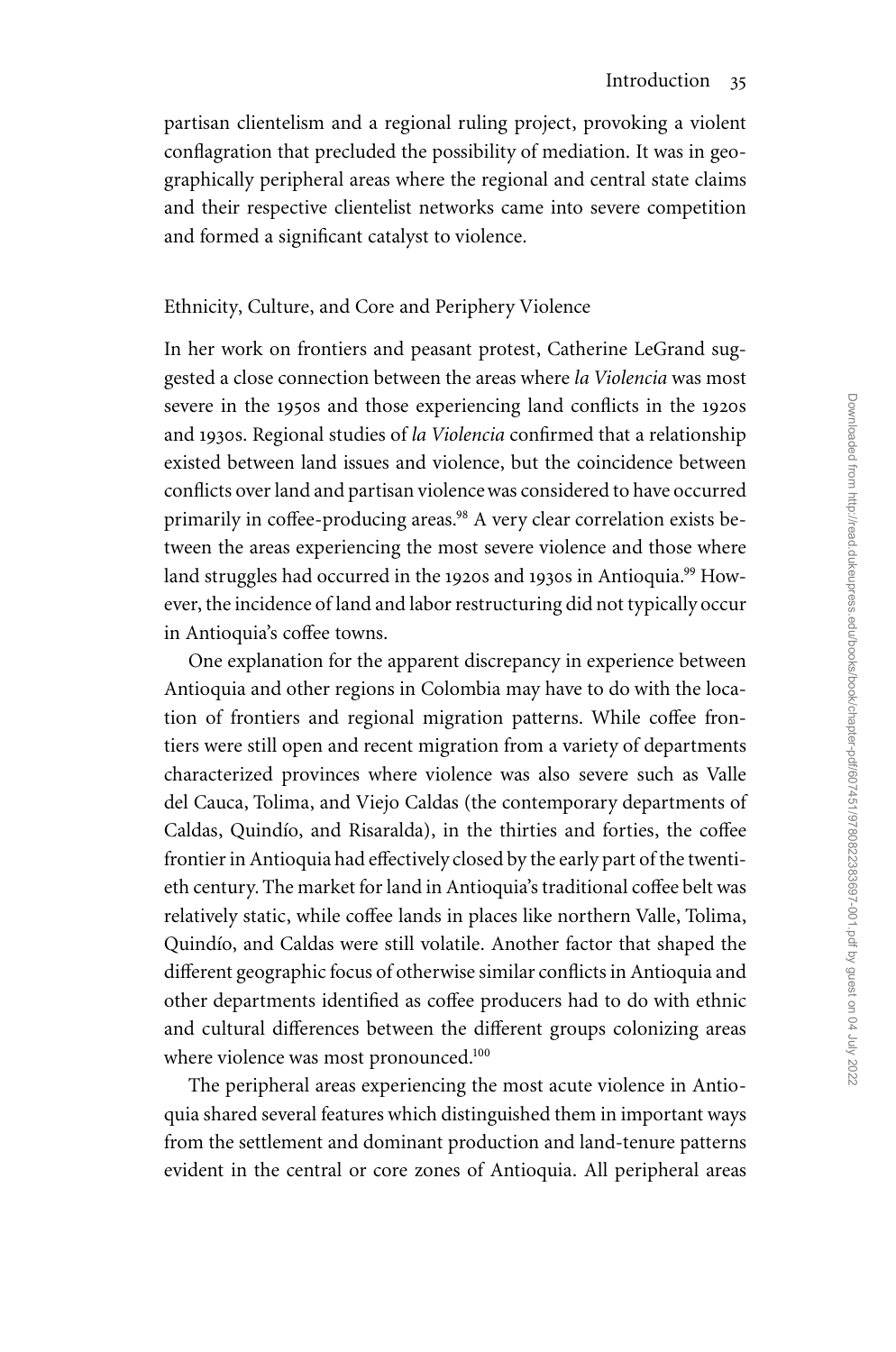partisan clientelism and a regional ruling project, provoking a violent conflagration that precluded the possibility of mediation. It was in geographically peripheral areas where the regional and central state claims and their respective clientelist networks came into severe competition and formed a significant catalyst to violence.

## Ethnicity, Culture, and Core and Periphery Violence

In her work on frontiers and peasant protest, Catherine LeGrand suggested a close connection between the areas where *la Violencia* was most severe in the 1950s and those experiencing land conflicts in the 1920s and 1930s. Regional studies of *la Violencia* confirmed that a relationship existed between land issues and violence, but the coincidence between conflicts over land and partisan violence was considered to have occurred primarily in coffee-producing areas.[98] A very clear correlation exists between the areas experiencing the most severe violence and those where land struggles had occurred in the 1920s and 1930s in Antioquia.[99] However, the incidence of land and labor restructuring did not typically occur in Antioquia's coffee towns.

One explanation for the apparent discrepancy in experience between Antioquia and other regions in Colombia may have to do with the location of frontiers and regional migration patterns. While coffee frontiers were still open and recent migration from a variety of departments characterized provinces where violence was also severe such as Valle del Cauca, Tolima, and Viejo Caldas (the contemporary departments of Caldas, Quindío, and Risaralda), in the thirties and forties, the coffee frontier in Antioquia had effectively closed by the early part of the twentieth century. The market for land in Antioquia's traditional coffee belt was relatively static, while coffee lands in places like northern Valle, Tolima, Quindío, and Caldas were still volatile. Another factor that shaped the different geographic focus of otherwise similar conflicts in Antioquia and other departments identified as coffee producers had to do with ethnic and cultural differences between the different groups colonizing areas where violence was most pronounced.[100]

The peripheral areas experiencing the most acute violence in Antioquia shared several features which distinguished them in important ways from the settlement and dominant production and land-tenure patterns evident in the central or core zones of Antioquia. All peripheral areas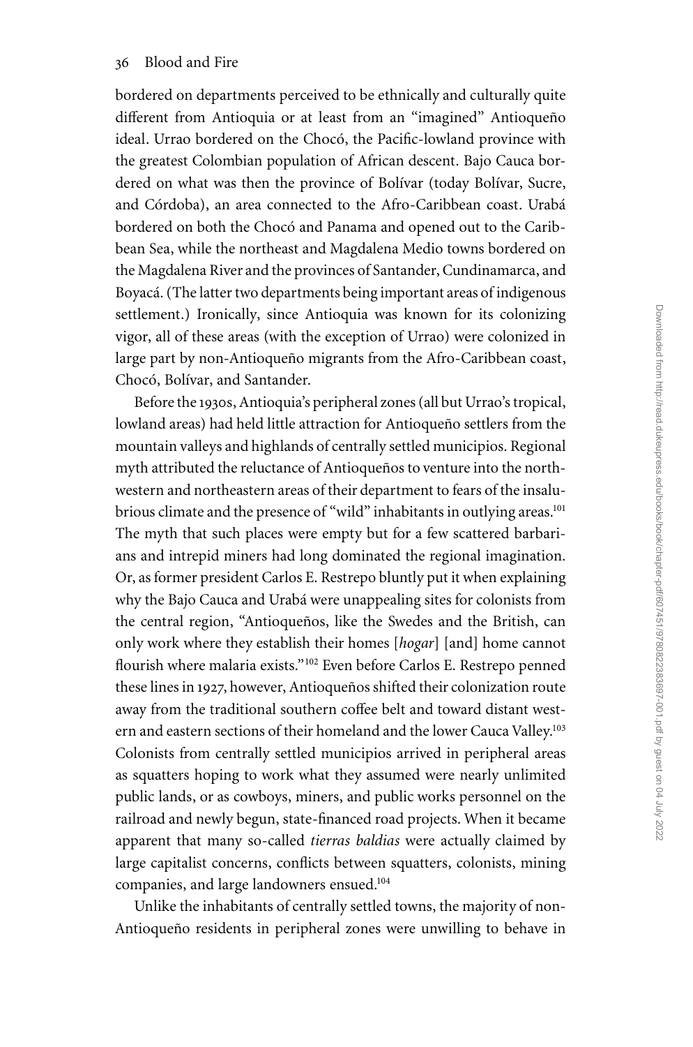bordered on departments perceived to be ethnically and culturally quite different from Antioquia or at least from an "imagined" Antioqueño ideal. Urrao bordered on the Chocó, the Pacific-lowland province with the greatest Colombian population of African descent. Bajo Cauca bordered on what was then the province of Bolívar (today Bolívar, Sucre, and Córdoba), an area connected to the Afro-Caribbean coast. Urabá bordered on both the Chocó and Panama and opened out to the Caribbean Sea, while the northeast and Magdalena Medio towns bordered on the Magdalena River and the provinces of Santander, Cundinamarca, and Boyacá. (The latter two departments being important areas of indigenous settlement.) Ironically, since Antioquia was known for its colonizing vigor, all of these areas (with the exception of Urrao) were colonized in large part by non-Antioqueño migrants from the Afro-Caribbean coast, Chocó, Bolívar, and Santander.

Before the 1930s, Antioquia's peripheral zones (all but Urrao's tropical, lowland areas) had held little attraction for Antioqueño settlers from the mountain valleys and highlands of centrally settled municipios. Regional myth attributed the reluctance of Antioqueños to venture into the northwestern and northeastern areas of their department to fears of the insalubrious climate and the presence of "wild" inhabitants in outlying areas.[101] The myth that such places were empty but for a few scattered barbarians and intrepid miners had long dominated the regional imagination. Or, as former president Carlos E. Restrepo bluntly put it when explaining why the Bajo Cauca and Urabá were unappealing sites for colonists from the central region, "Antioqueños, like the Swedes and the British, can only work where they establish their homes [*hogar*] [and] home cannot flourish where malaria exists."[102] Even before Carlos E. Restrepo penned these lines in 1927, however, Antioqueños shifted their colonization route away from the traditional southern coffee belt and toward distant western and eastern sections of their homeland and the lower Cauca Valley.[103] Colonists from centrally settled municipios arrived in peripheral areas as squatters hoping to work what they assumed were nearly unlimited public lands, or as cowboys, miners, and public works personnel on the railroad and newly begun, state-financed road projects. When it became apparent that many so-called *tierras baldias* were actually claimed by large capitalist concerns, conflicts between squatters, colonists, mining companies, and large landowners ensued.[104]

Unlike the inhabitants of centrally settled towns, the majority of non-Antioqueño residents in peripheral zones were unwilling to behave in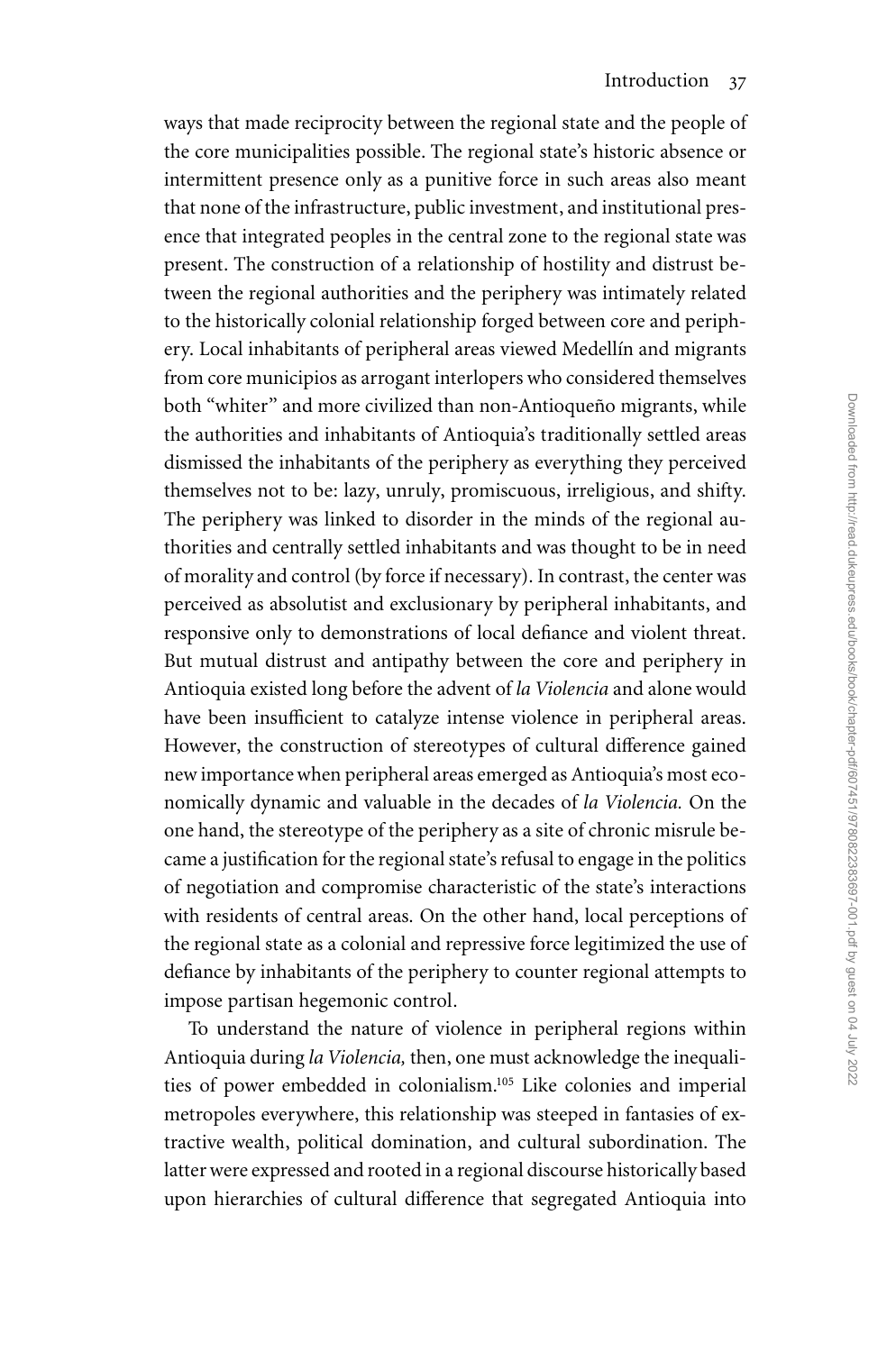ways that made reciprocity between the regional state and the people of the core municipalities possible. The regional state's historic absence or intermittent presence only as a punitive force in such areas also meant that none of the infrastructure, public investment, and institutional presence that integrated peoples in the central zone to the regional state was present. The construction of a relationship of hostility and distrust between the regional authorities and the periphery was intimately related to the historically colonial relationship forged between core and periphery. Local inhabitants of peripheral areas viewed Medellín and migrants from core municipios as arrogant interlopers who considered themselves both "whiter" and more civilized than non-Antioqueño migrants, while the authorities and inhabitants of Antioquia's traditionally settled areas dismissed the inhabitants of the periphery as everything they perceived themselves not to be: lazy, unruly, promiscuous, irreligious, and shifty. The periphery was linked to disorder in the minds of the regional authorities and centrally settled inhabitants and was thought to be in need of morality and control (by force if necessary). In contrast, the center was perceived as absolutist and exclusionary by peripheral inhabitants, and responsive only to demonstrations of local defiance and violent threat. But mutual distrust and antipathy between the core and periphery in Antioquia existed long before the advent of *la Violencia* and alone would have been insufficient to catalyze intense violence in peripheral areas. However, the construction of stereotypes of cultural difference gained new importance when peripheral areas emerged as Antioquia's most economically dynamic and valuable in the decades of *la Violencia.* On the one hand, the stereotype of the periphery as a site of chronic misrule became a justification for the regional state's refusal to engage in the politics of negotiation and compromise characteristic of the state's interactions with residents of central areas. On the other hand, local perceptions of the regional state as a colonial and repressive force legitimized the use of defiance by inhabitants of the periphery to counter regional attempts to impose partisan hegemonic control.

To understand the nature of violence in peripheral regions within Antioquia during *la Violencia,* then, one must acknowledge the inequalities of power embedded in colonialism.[105] Like colonies and imperial metropoles everywhere, this relationship was steeped in fantasies of extractive wealth, political domination, and cultural subordination. The latter were expressed and rooted in a regional discourse historically based upon hierarchies of cultural difference that segregated Antioquia into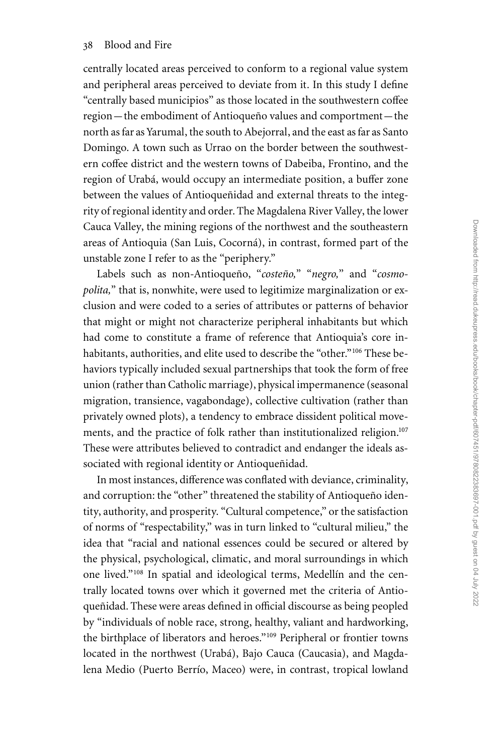centrally located areas perceived to conform to a regional value system and peripheral areas perceived to deviate from it. In this study I define "centrally based municipios" as those located in the southwestern coffee region—the embodiment of Antioqueño values and comportment—the north as far as Yarumal, the south to Abejorral, and the east as far as Santo Domingo. A town such as Urrao on the border between the southwestern coffee district and the western towns of Dabeiba, Frontino, and the region of Urabá, would occupy an intermediate position, a buffer zone between the values of Antioqueñidad and external threats to the integrity of regional identity and order. The Magdalena River Valley, the lower Cauca Valley, the mining regions of the northwest and the southeastern areas of Antioquia (San Luis, Cocorná), in contrast, formed part of the unstable zone I refer to as the "periphery."

Labels such as non-Antioqueño, "*costeño,*" "*negro,*" and "*cosmopolita,*" that is, nonwhite, were used to legitimize marginalization or exclusion and were coded to a series of attributes or patterns of behavior that might or might not characterize peripheral inhabitants but which had come to constitute a frame of reference that Antioquia's core inhabitants, authorities, and elite used to describe the "other."[106] These behaviors typically included sexual partnerships that took the form of free union (rather than Catholic marriage), physical impermanence (seasonal migration, transience, vagabondage), collective cultivation (rather than privately owned plots), a tendency to embrace dissident political movements, and the practice of folk rather than institutionalized religion.[107] These were attributes believed to contradict and endanger the ideals associated with regional identity or Antioqueñidad.

In most instances, difference was conflated with deviance, criminality, and corruption: the "other" threatened the stability of Antioqueño identity, authority, and prosperity. "Cultural competence," or the satisfaction of norms of "respectability," was in turn linked to "cultural milieu," the idea that "racial and national essences could be secured or altered by the physical, psychological, climatic, and moral surroundings in which one lived."[108] In spatial and ideological terms, Medellín and the centrally located towns over which it governed met the criteria of Antioqueñidad. These were areas defined in official discourse as being peopled by "individuals of noble race, strong, healthy, valiant and hardworking, the birthplace of liberators and heroes."[109] Peripheral or frontier towns located in the northwest (Urabá), Bajo Cauca (Caucasia), and Magdalena Medio (Puerto Berrío, Maceo) were, in contrast, tropical lowland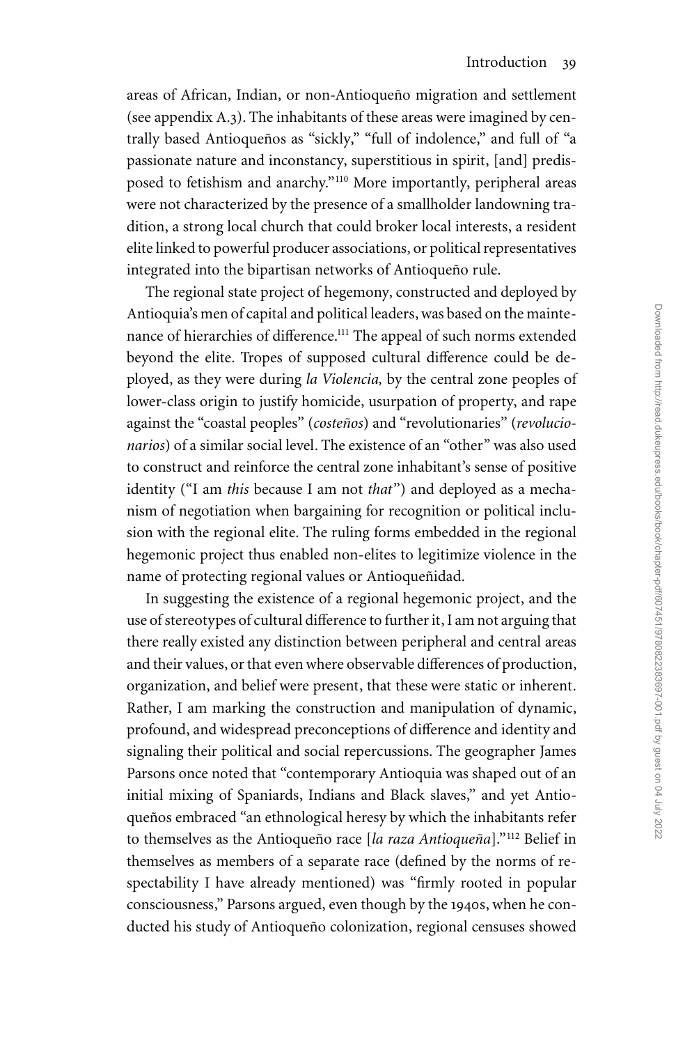areas of African, Indian, or non-Antioqueño migration and settlement (see appendix A.3). The inhabitants of these areas were imagined by centrally based Antioqueños as "sickly," "full of indolence," and full of "a passionate nature and inconstancy, superstitious in spirit, [and] predisposed to fetishism and anarchy."[110] More importantly, peripheral areas were not characterized by the presence of a smallholder landowning tradition, a strong local church that could broker local interests, a resident elite linked to powerful producer associations, or political representatives integrated into the bipartisan networks of Antioqueño rule.

The regional state project of hegemony, constructed and deployed by Antioquia's men of capital and political leaders, was based on the maintenance of hierarchies of difference.[111] The appeal of such norms extended beyond the elite. Tropes of supposed cultural difference could be deployed, as they were during *la Violencia,* by the central zone peoples of lower-class origin to justify homicide, usurpation of property, and rape against the "coastal peoples" (*costeños*) and "revolutionaries" (*revolucionarios*) of a similar social level. The existence of an "other" was also used to construct and reinforce the central zone inhabitant's sense of positive identity ("I am *this* because I am not *that*") and deployed as a mechanism of negotiation when bargaining for recognition or political inclusion with the regional elite. The ruling forms embedded in the regional hegemonic project thus enabled non-elites to legitimize violence in the name of protecting regional values or Antioqueñidad.

In suggesting the existence of a regional hegemonic project, and the use of stereotypes of cultural difference to further it, I am not arguing that there really existed any distinction between peripheral and central areas and their values, or that even where observable differences of production, organization, and belief were present, that these were static or inherent. Rather, I am marking the construction and manipulation of dynamic, profound, and widespread preconceptions of difference and identity and signaling their political and social repercussions. The geographer James Parsons once noted that "contemporary Antioquia was shaped out of an initial mixing of Spaniards, Indians and Black slaves," and yet Antioqueños embraced "an ethnological heresy by which the inhabitants refer to themselves as the Antioqueño race [*la raza Antioqueña*]."[112] Belief in themselves as members of a separate race (defined by the norms of respectability I have already mentioned) was "firmly rooted in popular consciousness," Parsons argued, even though by the 1940s, when he conducted his study of Antioqueño colonization, regional censuses showed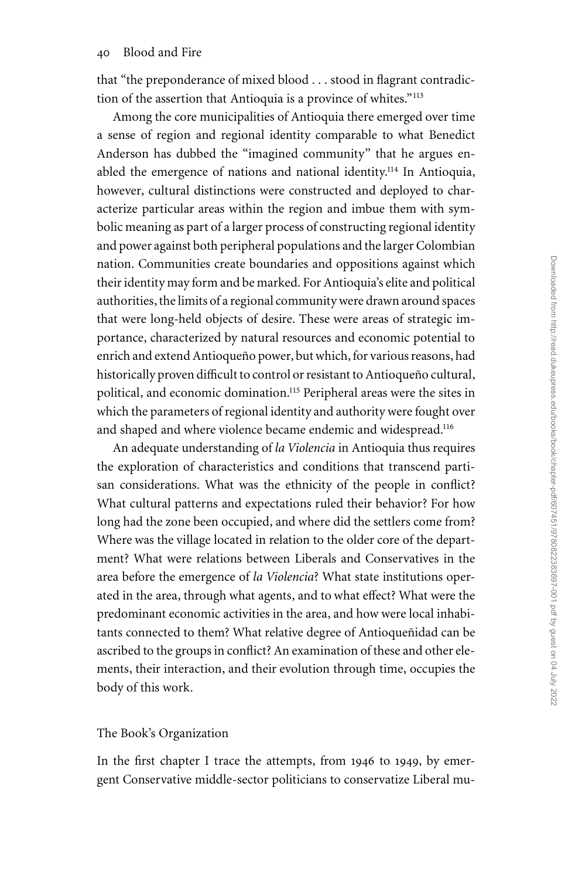that "the preponderance of mixed blood . . . stood in flagrant contradiction of the assertion that Antioquia is a province of whites."[113]

Among the core municipalities of Antioquia there emerged over time a sense of region and regional identity comparable to what Benedict Anderson has dubbed the "imagined community" that he argues enabled the emergence of nations and national identity.[114] In Antioquia, however, cultural distinctions were constructed and deployed to characterize particular areas within the region and imbue them with symbolic meaning as part of a larger process of constructing regional identity and power against both peripheral populations and the larger Colombian nation. Communities create boundaries and oppositions against which their identity may form and be marked. For Antioquia's elite and political authorities, the limits of a regional community were drawn around spaces that were long-held objects of desire. These were areas of strategic importance, characterized by natural resources and economic potential to enrich and extend Antioqueño power, but which, for various reasons, had historically proven difficult to control or resistant to Antioqueño cultural, political, and economic domination.[115] Peripheral areas were the sites in which the parameters of regional identity and authority were fought over and shaped and where violence became endemic and widespread.[116]

An adequate understanding of *la Violencia* in Antioquia thus requires the exploration of characteristics and conditions that transcend partisan considerations. What was the ethnicity of the people in conflict? What cultural patterns and expectations ruled their behavior? For how long had the zone been occupied, and where did the settlers come from? Where was the village located in relation to the older core of the department? What were relations between Liberals and Conservatives in the area before the emergence of *la Violencia*? What state institutions operated in the area, through what agents, and to what effect? What were the predominant economic activities in the area, and how were local inhabitants connected to them? What relative degree of Antioqueñidad can be ascribed to the groups in conflict? An examination of these and other elements, their interaction, and their evolution through time, occupies the body of this work.

## The Book's Organization

In the first chapter I trace the attempts, from 1946 to 1949, by emergent Conservative middle-sector politicians to conservatize Liberal mu-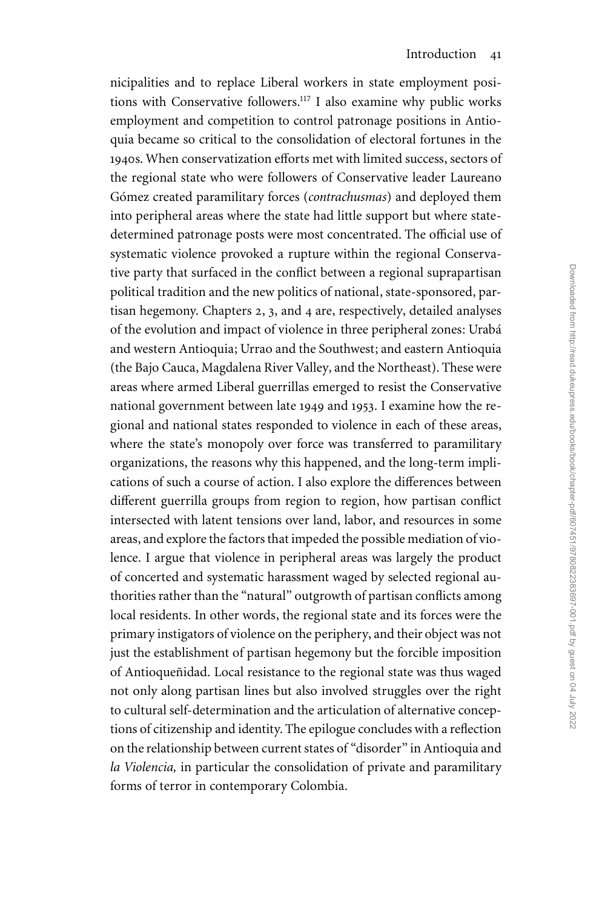nicipalities and to replace Liberal workers in state employment positions with Conservative followers.[117] I also examine why public works employment and competition to control patronage positions in Antioquia became so critical to the consolidation of electoral fortunes in the 1940s. When conservatization efforts met with limited success, sectors of the regional state who were followers of Conservative leader Laureano Gómez created paramilitary forces (*contrachusmas*) and deployed them into peripheral areas where the state had little support but where state-determined patronage posts were most concentrated. The official use of systematic violence provoked a rupture within the regional Conservative party that surfaced in the conflict between a regional suprapartisan political tradition and the new politics of national, state-sponsored, partisan hegemony. Chapters 2, 3, and 4 are, respectively, detailed analyses of the evolution and impact of violence in three peripheral zones: Urabá and western Antioquia; Urrao and the Southwest; and eastern Antioquia (the Bajo Cauca, Magdalena River Valley, and the Northeast). These were areas where armed Liberal guerrillas emerged to resist the Conservative national government between late 1949 and 1953. I examine how the regional and national states responded to violence in each of these areas, where the state's monopoly over force was transferred to paramilitary organizations, the reasons why this happened, and the long-term implications of such a course of action. I also explore the differences between different guerrilla groups from region to region, how partisan conflict intersected with latent tensions over land, labor, and resources in some areas, and explore the factors that impeded the possible mediation of violence. I argue that violence in peripheral areas was largely the product of concerted and systematic harassment waged by selected regional authorities rather than the "natural" outgrowth of partisan conflicts among local residents. In other words, the regional state and its forces were the primary instigators of violence on the periphery, and their object was not just the establishment of partisan hegemony but the forcible imposition of Antioqueñidad. Local resistance to the regional state was thus waged not only along partisan lines but also involved struggles over the right to cultural self-determination and the articulation of alternative conceptions of citizenship and identity. The epilogue concludes with a reflection on the relationship between current states of "disorder" in Antioquia and *la Violencia,* in particular the consolidation of private and paramilitary forms of terror in contemporary Colombia.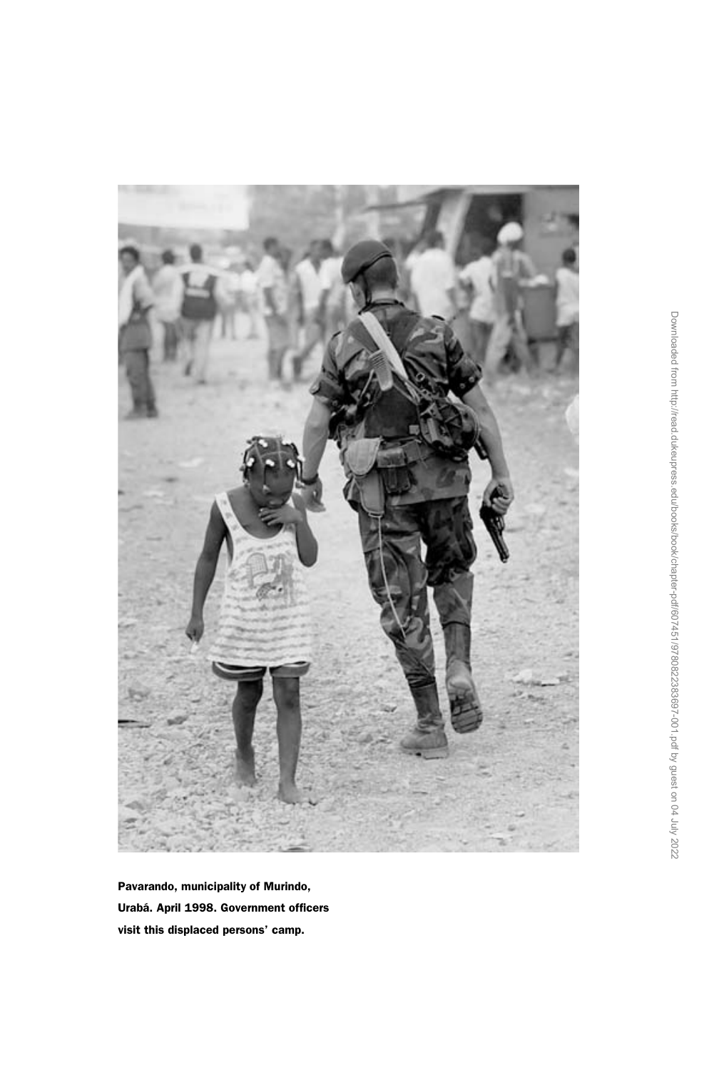**Pavarando, municipality of Murindo, Urabá. April 1998. Government officers visit this displaced persons' camp.**